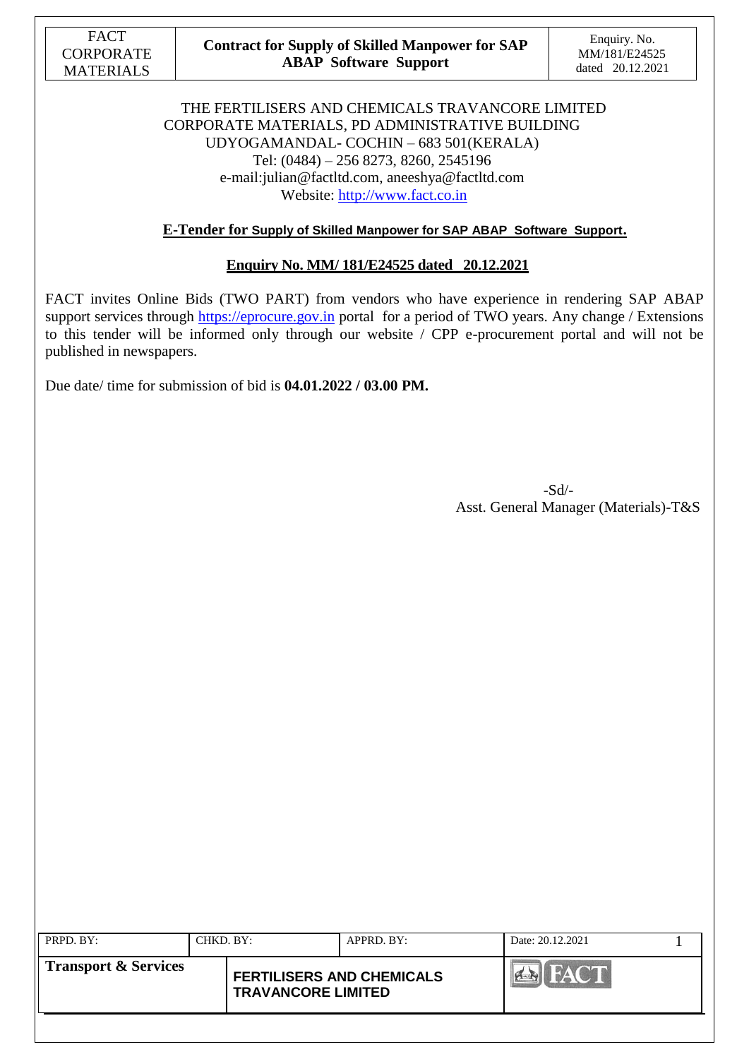THE FERTILISERS AND CHEMICALS TRAVANCORE LIMITED
CORPORATE MATERIALS, PD ADMINISTRATIVE BUILDING
UDYOGAMANDAL- COCHIN – 683 501(KERALA)
Tel: (0484) – 256 8273, 8260, 2545196
e-mail:julian@factltd.com, aneeshya@factltd.com
Website: http://www.fact.co.in

**E-Tender for Supply of Skilled Manpower for SAP ABAP Software Support.**

**Enquiry No. MM/ 181/E24525 dated 20.12.2021**

FACT invites Online Bids (TWO PART) from vendors who have experience in rendering SAP ABAP support services through https://eprocure.gov.in portal for a period of TWO years. Any change / Extensions to this tender will be informed only through our website / CPP e-procurement portal and will not be published in newspapers.

Due date/ time for submission of bid is **04.01.2022 / 03.00 PM.**

-Sd/-
Asst. General Manager (Materials)-T&S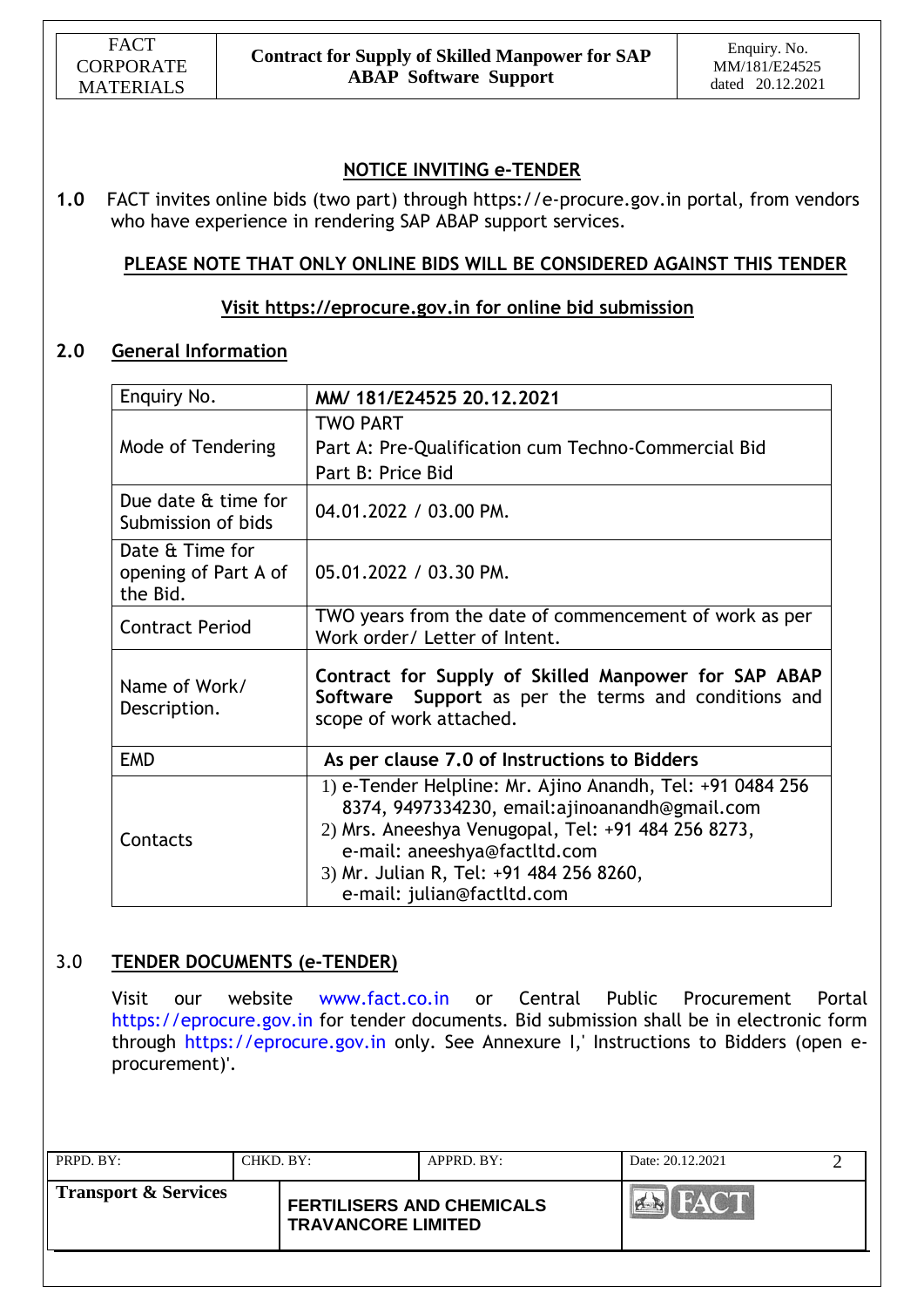## NOTICE INVITING e-TENDER

**1.0** FACT invites online bids (two part) through https://e-procure.gov.in portal, from vendors who have experience in rendering SAP ABAP support services.

**PLEASE NOTE THAT ONLY ONLINE BIDS WILL BE CONSIDERED AGAINST THIS TENDER**

**Visit https://eprocure.gov.in for online bid submission**

### 2.0 General Information

| | |
|---|---|
| Enquiry No. | **MM/ 181/E24525 20.12.2021** |
| Mode of Tendering | TWO PART<br>Part A: Pre-Qualification cum Techno-Commercial Bid<br>Part B: Price Bid |
| Due date & time for Submission of bids | 04.01.2022 / 03.00 PM. |
| Date & Time for opening of Part A of the Bid. | 05.01.2022 / 03.30 PM. |
| Contract Period | TWO years from the date of commencement of work as per Work order/ Letter of Intent. |
| Name of Work/ Description. | **Contract for Supply of Skilled Manpower for SAP ABAP Software Support** as per the terms and conditions and scope of work attached. |
| EMD | **As per clause 7.0 of Instructions to Bidders** |
| Contacts | 1) e-Tender Helpline: Mr. Ajino Anandh, Tel: +91 0484 256 8374, 9497334230, email:ajinoanandh@gmail.com<br>2) Mrs. Aneeshya Venugopal, Tel: +91 484 256 8273, e-mail: aneeshya@factltd.com<br>3) Mr. Julian R, Tel: +91 484 256 8260, e-mail: julian@factltd.com |

### 3.0 TENDER DOCUMENTS (e-TENDER)

Visit our website www.fact.co.in or Central Public Procurement Portal https://eprocure.gov.in for tender documents. Bid submission shall be in electronic form through https://eprocure.gov.in only. See Annexure I,' Instructions to Bidders (open e-procurement)'.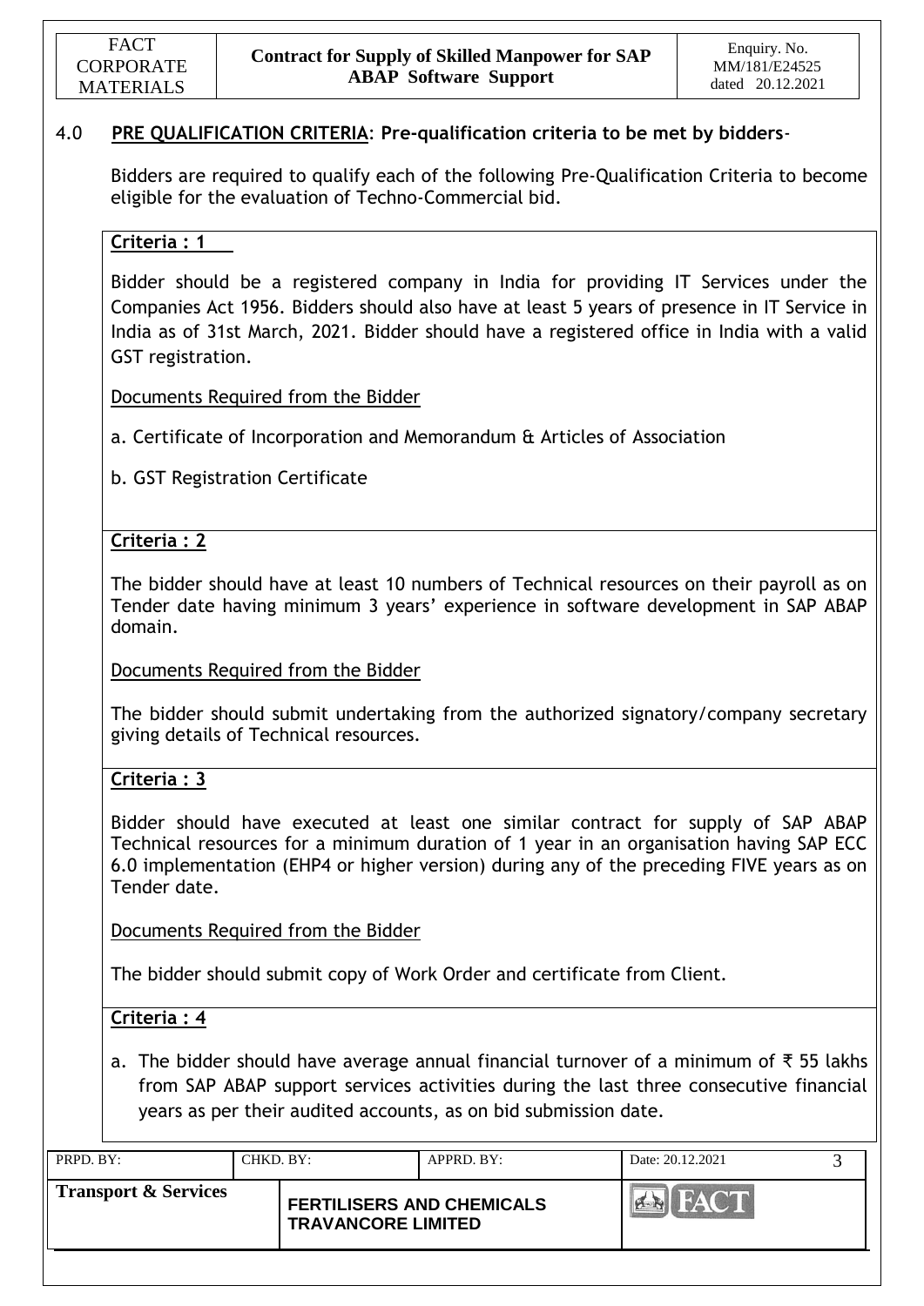## 4.0 PRE QUALIFICATION CRITERIA: Pre-qualification criteria to be met by bidders-

Bidders are required to qualify each of the following Pre-Qualification Criteria to become eligible for the evaluation of Techno-Commercial bid.

**Criteria : 1**

Bidder should be a registered company in India for providing IT Services under the Companies Act 1956. Bidders should also have at least 5 years of presence in IT Service in India as of 31st March, 2021. Bidder should have a registered office in India with a valid GST registration.

Documents Required from the Bidder

a. Certificate of Incorporation and Memorandum & Articles of Association

b. GST Registration Certificate

**Criteria : 2**

The bidder should have at least 10 numbers of Technical resources on their payroll as on Tender date having minimum 3 years' experience in software development in SAP ABAP domain.

Documents Required from the Bidder

The bidder should submit undertaking from the authorized signatory/company secretary giving details of Technical resources.

**Criteria : 3**

Bidder should have executed at least one similar contract for supply of SAP ABAP Technical resources for a minimum duration of 1 year in an organisation having SAP ECC 6.0 implementation (EHP4 or higher version) during any of the preceding FIVE years as on Tender date.

Documents Required from the Bidder

The bidder should submit copy of Work Order and certificate from Client.

**Criteria : 4**

a. The bidder should have average annual financial turnover of a minimum of ₹ 55 lakhs from SAP ABAP support services activities during the last three consecutive financial years as per their audited accounts, as on bid submission date.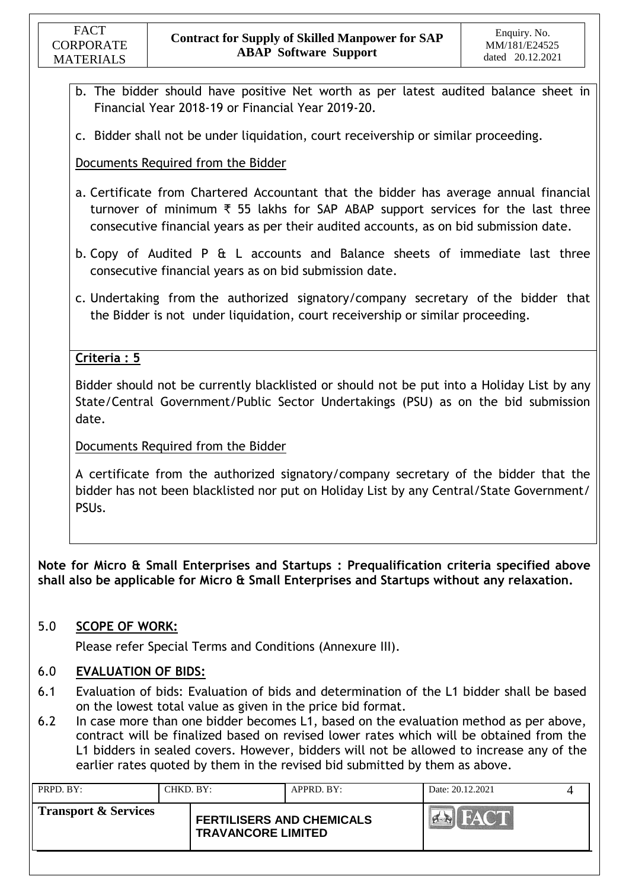b. The bidder should have positive Net worth as per latest audited balance sheet in Financial Year 2018-19 or Financial Year 2019-20.

c. Bidder shall not be under liquidation, court receivership or similar proceeding.

Documents Required from the Bidder

a. Certificate from Chartered Accountant that the bidder has average annual financial turnover of minimum ₹ 55 lakhs for SAP ABAP support services for the last three consecutive financial years as per their audited accounts, as on bid submission date.

b. Copy of Audited P & L accounts and Balance sheets of immediate last three consecutive financial years as on bid submission date.

c. Undertaking from the authorized signatory/company secretary of the bidder that the Bidder is not under liquidation, court receivership or similar proceeding.

**Criteria : 5**

Bidder should not be currently blacklisted or should not be put into a Holiday List by any State/Central Government/Public Sector Undertakings (PSU) as on the bid submission date.

Documents Required from the Bidder

A certificate from the authorized signatory/company secretary of the bidder that the bidder has not been blacklisted nor put on Holiday List by any Central/State Government/ PSUs.

**Note for Micro & Small Enterprises and Startups : Prequalification criteria specified above shall also be applicable for Micro & Small Enterprises and Startups without any relaxation.**

## 5.0 SCOPE OF WORK:

Please refer Special Terms and Conditions (Annexure III).

## 6.0 EVALUATION OF BIDS:

6.1 Evaluation of bids: Evaluation of bids and determination of the L1 bidder shall be based on the lowest total value as given in the price bid format.

6.2 In case more than one bidder becomes L1, based on the evaluation method as per above, contract will be finalized based on revised lower rates which will be obtained from the L1 bidders in sealed covers. However, bidders will not be allowed to increase any of the earlier rates quoted by them in the revised bid submitted by them as above.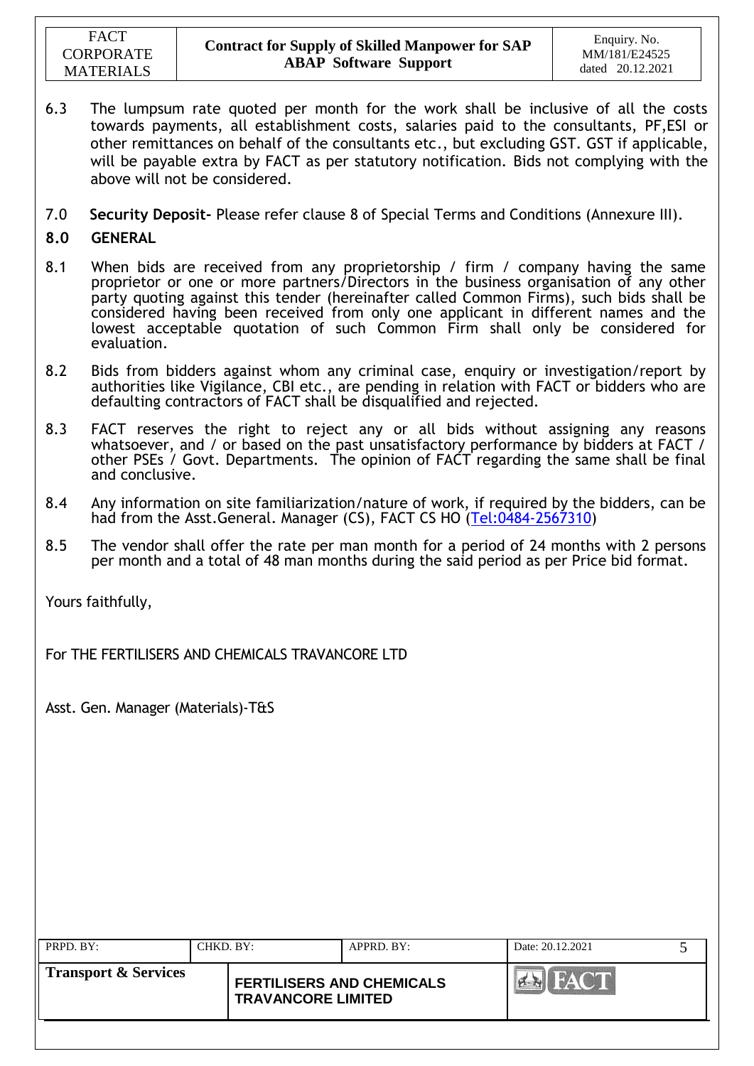6.3 The lumpsum rate quoted per month for the work shall be inclusive of all the costs towards payments, all establishment costs, salaries paid to the consultants, PF,ESI or other remittances on behalf of the consultants etc., but excluding GST. GST if applicable, will be payable extra by FACT as per statutory notification. Bids not complying with the above will not be considered.

7.0 **Security Deposit-** Please refer clause 8 of Special Terms and Conditions (Annexure III).

## 8.0 GENERAL

8.1 When bids are received from any proprietorship / firm / company having the same proprietor or one or more partners/Directors in the business organisation of any other party quoting against this tender (hereinafter called Common Firms), such bids shall be considered having been received from only one applicant in different names and the lowest acceptable quotation of such Common Firm shall only be considered for evaluation.

8.2 Bids from bidders against whom any criminal case, enquiry or investigation/report by authorities like Vigilance, CBI etc., are pending in relation with FACT or bidders who are defaulting contractors of FACT shall be disqualified and rejected.

8.3 FACT reserves the right to reject any or all bids without assigning any reasons whatsoever, and / or based on the past unsatisfactory performance by bidders at FACT / other PSEs / Govt. Departments. The opinion of FACT regarding the same shall be final and conclusive.

8.4 Any information on site familiarization/nature of work, if required by the bidders, can be had from the Asst.General. Manager (CS), FACT CS HO (Tel:0484-2567310)

8.5 The vendor shall offer the rate per man month for a period of 24 months with 2 persons per month and a total of 48 man months during the said period as per Price bid format.

Yours faithfully,

For THE FERTILISERS AND CHEMICALS TRAVANCORE LTD

Asst. Gen. Manager (Materials)-T&S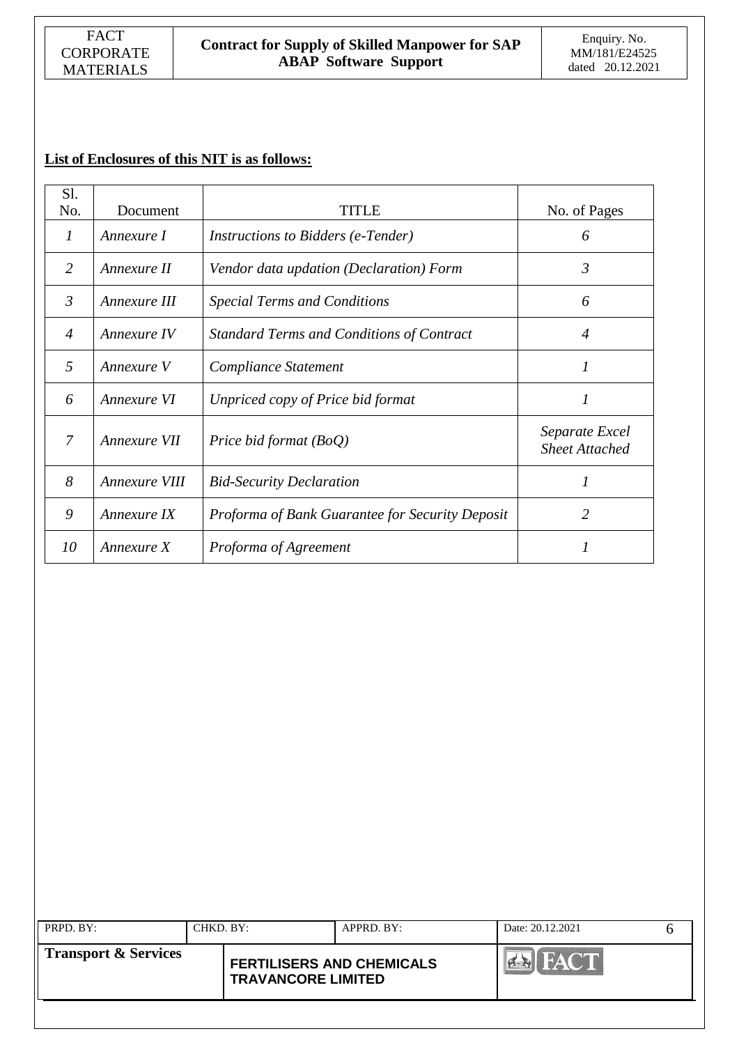**List of Enclosures of this NIT is as follows:**

| Sl. No. | Document | TITLE | No. of Pages |
|---|---|---|---|
| *1* | *Annexure I* | *Instructions to Bidders (e-Tender)* | *6* |
| *2* | *Annexure II* | *Vendor data updation (Declaration) Form* | *3* |
| *3* | *Annexure III* | *Special Terms and Conditions* | *6* |
| *4* | *Annexure IV* | *Standard Terms and Conditions of Contract* | *4* |
| *5* | *Annexure V* | *Compliance Statement* | *1* |
| *6* | *Annexure VI* | *Unpriced copy of Price bid format* | *1* |
| *7* | *Annexure VII* | *Price bid format (BoQ)* | *Separate Excel Sheet Attached* |
| *8* | *Annexure VIII* | *Bid-Security Declaration* | *1* |
| *9* | *Annexure IX* | *Proforma of Bank Guarantee for Security Deposit* | *2* |
| *10* | *Annexure X* | *Proforma of Agreement* | *1* |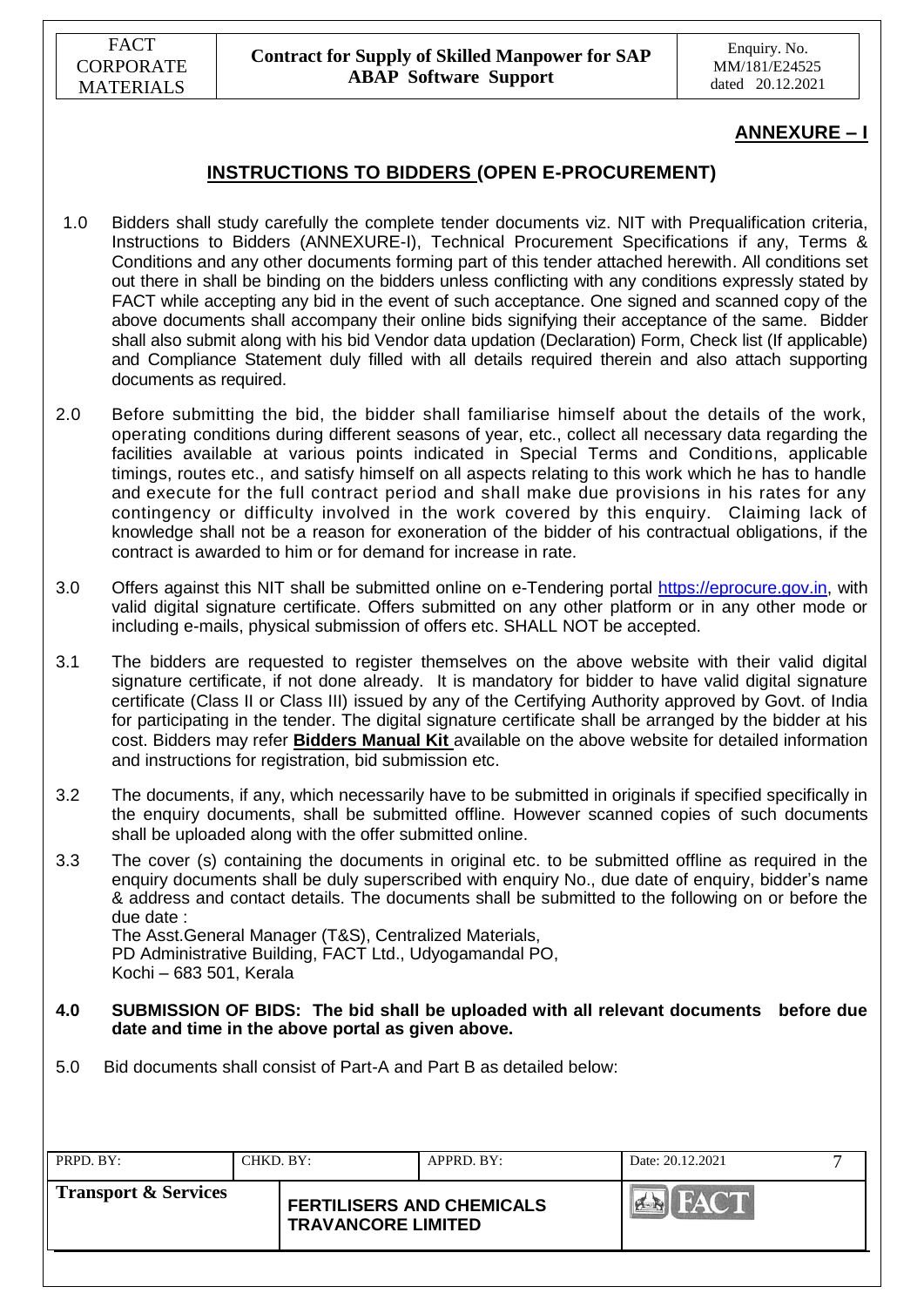## ANNEXURE – I

## INSTRUCTIONS TO BIDDERS (OPEN E-PROCUREMENT)

1.0 Bidders shall study carefully the complete tender documents viz. NIT with Prequalification criteria, Instructions to Bidders (ANNEXURE-I), Technical Procurement Specifications if any, Terms & Conditions and any other documents forming part of this tender attached herewith. All conditions set out there in shall be binding on the bidders unless conflicting with any conditions expressly stated by FACT while accepting any bid in the event of such acceptance. One signed and scanned copy of the above documents shall accompany their online bids signifying their acceptance of the same. Bidder shall also submit along with his bid Vendor data updation (Declaration) Form, Check list (If applicable) and Compliance Statement duly filled with all details required therein and also attach supporting documents as required.

2.0 Before submitting the bid, the bidder shall familiarise himself about the details of the work, operating conditions during different seasons of year, etc., collect all necessary data regarding the facilities available at various points indicated in Special Terms and Conditions, applicable timings, routes etc., and satisfy himself on all aspects relating to this work which he has to handle and execute for the full contract period and shall make due provisions in his rates for any contingency or difficulty involved in the work covered by this enquiry. Claiming lack of knowledge shall not be a reason for exoneration of the bidder of his contractual obligations, if the contract is awarded to him or for demand for increase in rate.

3.0 Offers against this NIT shall be submitted online on e-Tendering portal https://eprocure.gov.in, with valid digital signature certificate. Offers submitted on any other platform or in any other mode or including e-mails, physical submission of offers etc. SHALL NOT be accepted.

3.1 The bidders are requested to register themselves on the above website with their valid digital signature certificate, if not done already. It is mandatory for bidder to have valid digital signature certificate (Class II or Class III) issued by any of the Certifying Authority approved by Govt. of India for participating in the tender. The digital signature certificate shall be arranged by the bidder at his cost. Bidders may refer **Bidders Manual Kit** available on the above website for detailed information and instructions for registration, bid submission etc.

3.2 The documents, if any, which necessarily have to be submitted in originals if specified specifically in the enquiry documents, shall be submitted offline. However scanned copies of such documents shall be uploaded along with the offer submitted online.

3.3 The cover (s) containing the documents in original etc. to be submitted offline as required in the enquiry documents shall be duly superscribed with enquiry No., due date of enquiry, bidder's name & address and contact details. The documents shall be submitted to the following on or before the due date :
The Asst.General Manager (T&S), Centralized Materials,
PD Administrative Building, FACT Ltd., Udyogamandal PO,
Kochi – 683 501, Kerala

**4.0 SUBMISSION OF BIDS: The bid shall be uploaded with all relevant documents before due date and time in the above portal as given above.**

5.0 Bid documents shall consist of Part-A and Part B as detailed below: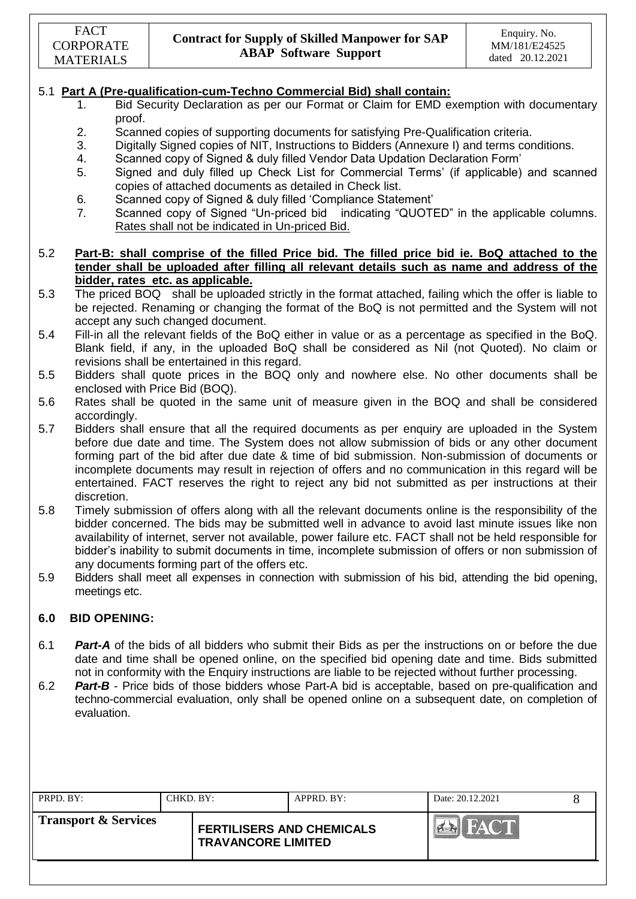5.1 **Part A (Pre-qualification-cum-Techno Commercial Bid) shall contain:**

1. Bid Security Declaration as per our Format or Claim for EMD exemption with documentary proof.
2. Scanned copies of supporting documents for satisfying Pre-Qualification criteria.
3. Digitally Signed copies of NIT, Instructions to Bidders (Annexure I) and terms conditions.
4. Scanned copy of Signed & duly filled Vendor Data Updation Declaration Form'
5. Signed and duly filled up Check List for Commercial Terms' (if applicable) and scanned copies of attached documents as detailed in Check list.
6. Scanned copy of Signed & duly filled 'Compliance Statement'
7. Scanned copy of Signed "Un-priced bid indicating "QUOTED" in the applicable columns. Rates shall not be indicated in Un-priced Bid.

5.2 **Part-B: shall comprise of the filled Price bid. The filled price bid ie. BoQ attached to the tender shall be uploaded after filling all relevant details such as name and address of the bidder, rates etc. as applicable.**

5.3 The priced BOQ shall be uploaded strictly in the format attached, failing which the offer is liable to be rejected. Renaming or changing the format of the BoQ is not permitted and the System will not accept any such changed document.

5.4 Fill-in all the relevant fields of the BoQ either in value or as a percentage as specified in the BoQ. Blank field, if any, in the uploaded BoQ shall be considered as Nil (not Quoted). No claim or revisions shall be entertained in this regard.

5.5 Bidders shall quote prices in the BOQ only and nowhere else. No other documents shall be enclosed with Price Bid (BOQ).

5.6 Rates shall be quoted in the same unit of measure given in the BOQ and shall be considered accordingly.

5.7 Bidders shall ensure that all the required documents as per enquiry are uploaded in the System before due date and time. The System does not allow submission of bids or any other document forming part of the bid after due date & time of bid submission. Non-submission of documents or incomplete documents may result in rejection of offers and no communication in this regard will be entertained. FACT reserves the right to reject any bid not submitted as per instructions at their discretion.

5.8 Timely submission of offers along with all the relevant documents online is the responsibility of the bidder concerned. The bids may be submitted well in advance to avoid last minute issues like non availability of internet, server not available, power failure etc. FACT shall not be held responsible for bidder's inability to submit documents in time, incomplete submission of offers or non submission of any documents forming part of the offers etc.

5.9 Bidders shall meet all expenses in connection with submission of his bid, attending the bid opening, meetings etc.

## 6.0 BID OPENING:

6.1 ***Part-A*** of the bids of all bidders who submit their Bids as per the instructions on or before the due date and time shall be opened online, on the specified bid opening date and time. Bids submitted not in conformity with the Enquiry instructions are liable to be rejected without further processing.

6.2 ***Part-B*** - Price bids of those bidders whose Part-A bid is acceptable, based on pre-qualification and techno-commercial evaluation, only shall be opened online on a subsequent date, on completion of evaluation.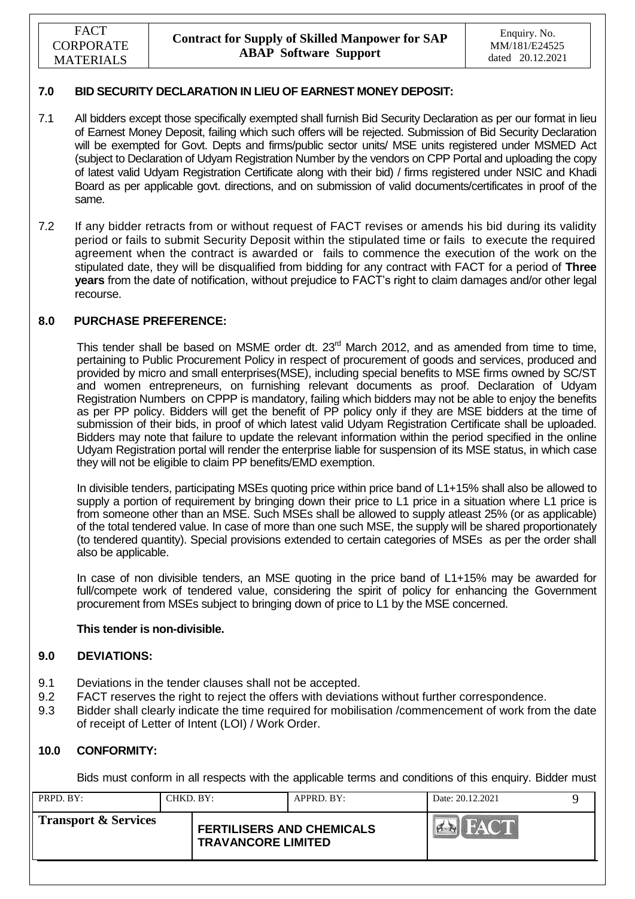## 7.0 BID SECURITY DECLARATION IN LIEU OF EARNEST MONEY DEPOSIT:

7.1 All bidders except those specifically exempted shall furnish Bid Security Declaration as per our format in lieu of Earnest Money Deposit, failing which such offers will be rejected. Submission of Bid Security Declaration will be exempted for Govt. Depts and firms/public sector units/ MSE units registered under MSMED Act (subject to Declaration of Udyam Registration Number by the vendors on CPP Portal and uploading the copy of latest valid Udyam Registration Certificate along with their bid) / firms registered under NSIC and Khadi Board as per applicable govt. directions, and on submission of valid documents/certificates in proof of the same.

7.2 If any bidder retracts from or without request of FACT revises or amends his bid during its validity period or fails to submit Security Deposit within the stipulated time or fails to execute the required agreement when the contract is awarded or fails to commence the execution of the work on the stipulated date, they will be disqualified from bidding for any contract with FACT for a period of **Three years** from the date of notification, without prejudice to FACT's right to claim damages and/or other legal recourse.

## 8.0 PURCHASE PREFERENCE:

This tender shall be based on MSME order dt. 23rd March 2012, and as amended from time to time, pertaining to Public Procurement Policy in respect of procurement of goods and services, produced and provided by micro and small enterprises(MSE), including special benefits to MSE firms owned by SC/ST and women entrepreneurs, on furnishing relevant documents as proof. Declaration of Udyam Registration Numbers on CPPP is mandatory, failing which bidders may not be able to enjoy the benefits as per PP policy. Bidders will get the benefit of PP policy only if they are MSE bidders at the time of submission of their bids, in proof of which latest valid Udyam Registration Certificate shall be uploaded. Bidders may note that failure to update the relevant information within the period specified in the online Udyam Registration portal will render the enterprise liable for suspension of its MSE status, in which case they will not be eligible to claim PP benefits/EMD exemption.

In divisible tenders, participating MSEs quoting price within price band of L1+15% shall also be allowed to supply a portion of requirement by bringing down their price to L1 price in a situation where L1 price is from someone other than an MSE. Such MSEs shall be allowed to supply atleast 25% (or as applicable) of the total tendered value. In case of more than one such MSE, the supply will be shared proportionately (to tendered quantity). Special provisions extended to certain categories of MSEs as per the order shall also be applicable.

In case of non divisible tenders, an MSE quoting in the price band of L1+15% may be awarded for full/compete work of tendered value, considering the spirit of policy for enhancing the Government procurement from MSEs subject to bringing down of price to L1 by the MSE concerned.

**This tender is non-divisible.**

## 9.0 DEVIATIONS:

9.1 Deviations in the tender clauses shall not be accepted.

9.2 FACT reserves the right to reject the offers with deviations without further correspondence.

9.3 Bidder shall clearly indicate the time required for mobilisation /commencement of work from the date of receipt of Letter of Intent (LOI) / Work Order.

## 10.0 CONFORMITY:

Bids must conform in all respects with the applicable terms and conditions of this enquiry. Bidder must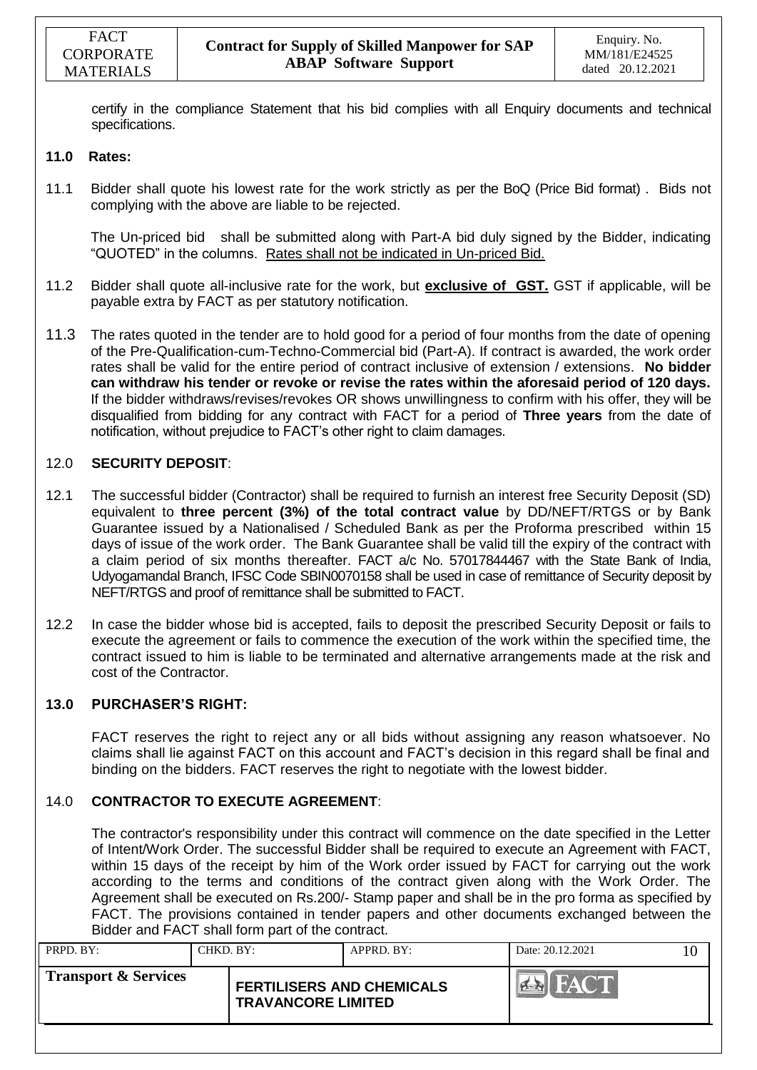certify in the compliance Statement that his bid complies with all Enquiry documents and technical specifications.

## 11.0 Rates:

11.1 Bidder shall quote his lowest rate for the work strictly as per the BoQ (Price Bid format) . Bids not complying with the above are liable to be rejected.

The Un-priced bid shall be submitted along with Part-A bid duly signed by the Bidder, indicating "QUOTED" in the columns. Rates shall not be indicated in Un-priced Bid.

11.2 Bidder shall quote all-inclusive rate for the work, but **exclusive of GST.** GST if applicable, will be payable extra by FACT as per statutory notification.

11.3 The rates quoted in the tender are to hold good for a period of four months from the date of opening of the Pre-Qualification-cum-Techno-Commercial bid (Part-A). If contract is awarded, the work order rates shall be valid for the entire period of contract inclusive of extension / extensions. **No bidder can withdraw his tender or revoke or revise the rates within the aforesaid period of 120 days.** If the bidder withdraws/revises/revokes OR shows unwillingness to confirm with his offer, they will be disqualified from bidding for any contract with FACT for a period of **Three years** from the date of notification, without prejudice to FACT's other right to claim damages.

## 12.0 SECURITY DEPOSIT:

12.1 The successful bidder (Contractor) shall be required to furnish an interest free Security Deposit (SD) equivalent to **three percent (3%) of the total contract value** by DD/NEFT/RTGS or by Bank Guarantee issued by a Nationalised / Scheduled Bank as per the Proforma prescribed within 15 days of issue of the work order. The Bank Guarantee shall be valid till the expiry of the contract with a claim period of six months thereafter. FACT a/c No. 57017844467 with the State Bank of India, Udyogamandal Branch, IFSC Code SBIN0070158 shall be used in case of remittance of Security deposit by NEFT/RTGS and proof of remittance shall be submitted to FACT.

12.2 In case the bidder whose bid is accepted, fails to deposit the prescribed Security Deposit or fails to execute the agreement or fails to commence the execution of the work within the specified time, the contract issued to him is liable to be terminated and alternative arrangements made at the risk and cost of the Contractor.

## 13.0 PURCHASER'S RIGHT:

FACT reserves the right to reject any or all bids without assigning any reason whatsoever. No claims shall lie against FACT on this account and FACT's decision in this regard shall be final and binding on the bidders. FACT reserves the right to negotiate with the lowest bidder.

## 14.0 CONTRACTOR TO EXECUTE AGREEMENT:

The contractor's responsibility under this contract will commence on the date specified in the Letter of Intent/Work Order. The successful Bidder shall be required to execute an Agreement with FACT, within 15 days of the receipt by him of the Work order issued by FACT for carrying out the work according to the terms and conditions of the contract given along with the Work Order. The Agreement shall be executed on Rs.200/- Stamp paper and shall be in the pro forma as specified by FACT. The provisions contained in tender papers and other documents exchanged between the Bidder and FACT shall form part of the contract.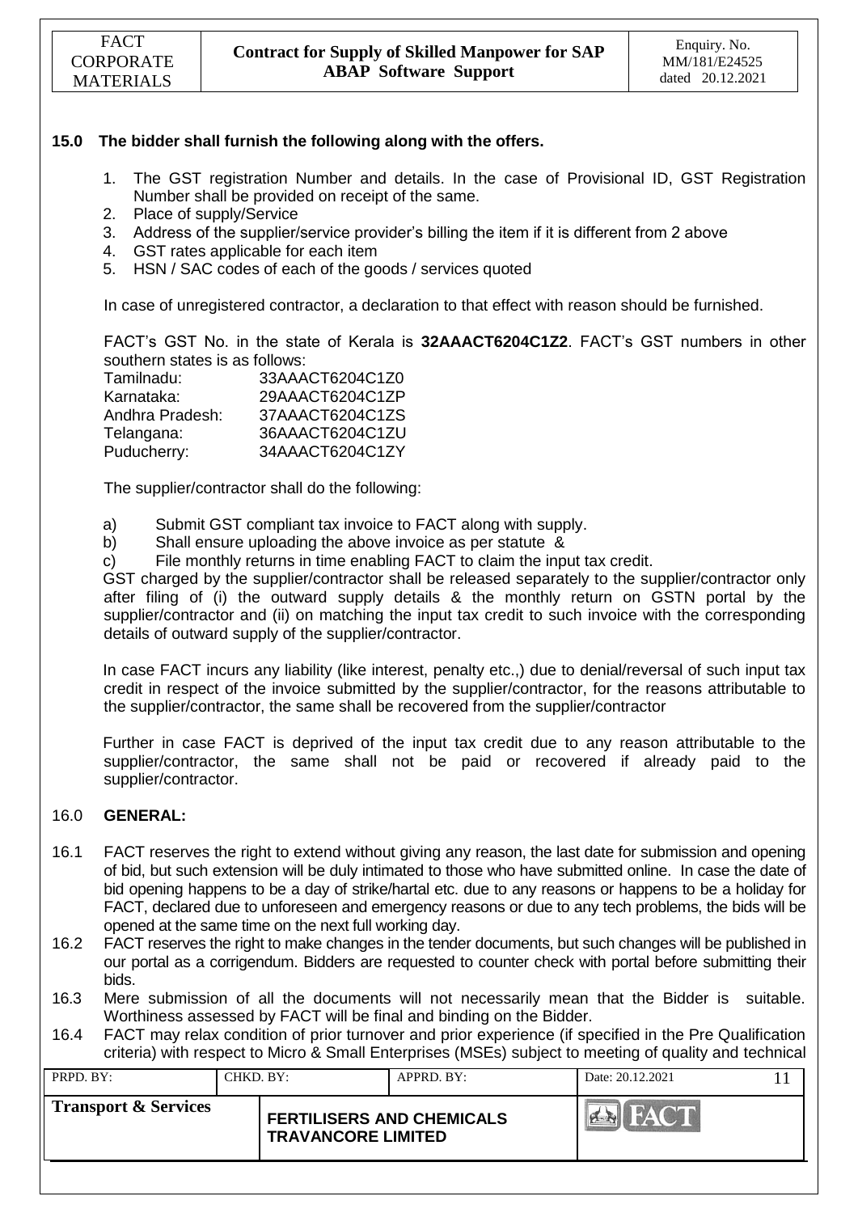## 15.0 The bidder shall furnish the following along with the offers.

1. The GST registration Number and details. In the case of Provisional ID, GST Registration Number shall be provided on receipt of the same.
2. Place of supply/Service
3. Address of the supplier/service provider's billing the item if it is different from 2 above
4. GST rates applicable for each item
5. HSN / SAC codes of each of the goods / services quoted

In case of unregistered contractor, a declaration to that effect with reason should be furnished.

FACT's GST No. in the state of Kerala is **32AAACT6204C1Z2**. FACT's GST numbers in other southern states is as follows:

| | |
|---|---|
| Tamilnadu: | 33AAACT6204C1Z0 |
| Karnataka: | 29AAACT6204C1ZP |
| Andhra Pradesh: | 37AAACT6204C1ZS |
| Telangana: | 36AAACT6204C1ZU |
| Puducherry: | 34AAACT6204C1ZY |

The supplier/contractor shall do the following:

a) Submit GST compliant tax invoice to FACT along with supply.
b) Shall ensure uploading the above invoice as per statute &
c) File monthly returns in time enabling FACT to claim the input tax credit.

GST charged by the supplier/contractor shall be released separately to the supplier/contractor only after filing of (i) the outward supply details & the monthly return on GSTN portal by the supplier/contractor and (ii) on matching the input tax credit to such invoice with the corresponding details of outward supply of the supplier/contractor.

In case FACT incurs any liability (like interest, penalty etc.,) due to denial/reversal of such input tax credit in respect of the invoice submitted by the supplier/contractor, for the reasons attributable to the supplier/contractor, the same shall be recovered from the supplier/contractor

Further in case FACT is deprived of the input tax credit due to any reason attributable to the supplier/contractor, the same shall not be paid or recovered if already paid to the supplier/contractor.

## 16.0 GENERAL:

16.1 FACT reserves the right to extend without giving any reason, the last date for submission and opening of bid, but such extension will be duly intimated to those who have submitted online. In case the date of bid opening happens to be a day of strike/hartal etc. due to any reasons or happens to be a holiday for FACT, declared due to unforeseen and emergency reasons or due to any tech problems, the bids will be opened at the same time on the next full working day.

16.2 FACT reserves the right to make changes in the tender documents, but such changes will be published in our portal as a corrigendum. Bidders are requested to counter check with portal before submitting their bids.

16.3 Mere submission of all the documents will not necessarily mean that the Bidder is suitable. Worthiness assessed by FACT will be final and binding on the Bidder.

16.4 FACT may relax condition of prior turnover and prior experience (if specified in the Pre Qualification criteria) with respect to Micro & Small Enterprises (MSEs) subject to meeting of quality and technical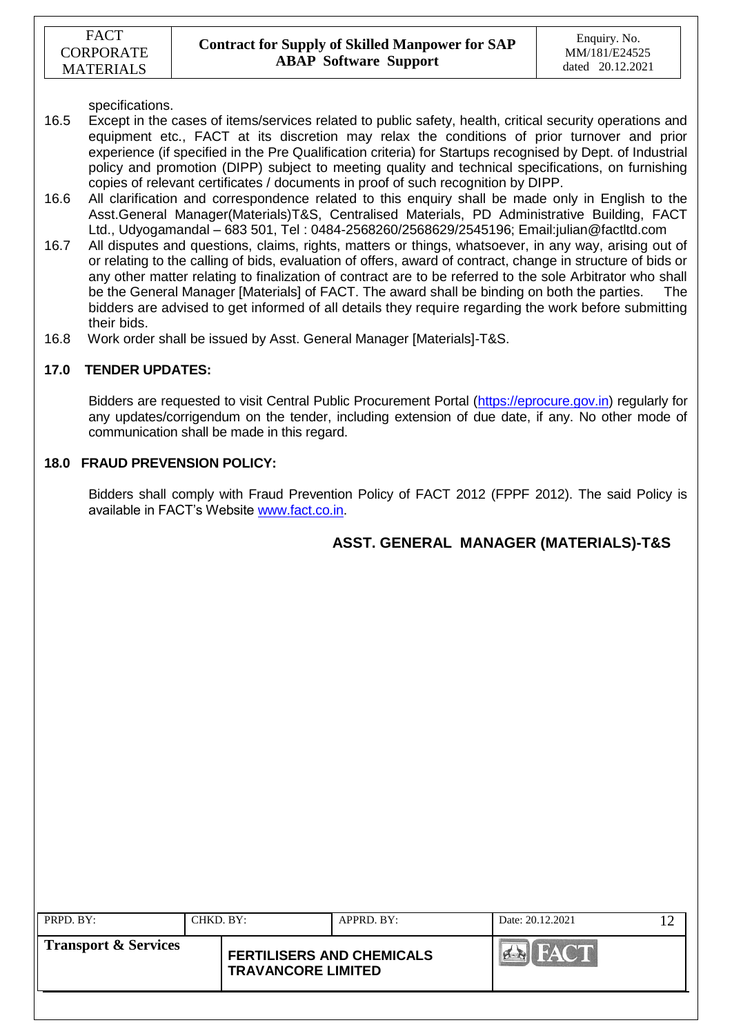specifications.

16.5 Except in the cases of items/services related to public safety, health, critical security operations and equipment etc., FACT at its discretion may relax the conditions of prior turnover and prior experience (if specified in the Pre Qualification criteria) for Startups recognised by Dept. of Industrial policy and promotion (DIPP) subject to meeting quality and technical specifications, on furnishing copies of relevant certificates / documents in proof of such recognition by DIPP.

16.6 All clarification and correspondence related to this enquiry shall be made only in English to the Asst.General Manager(Materials)T&S, Centralised Materials, PD Administrative Building, FACT Ltd., Udyogamandal – 683 501, Tel : 0484-2568260/2568629/2545196; Email:julian@factltd.com

16.7 All disputes and questions, claims, rights, matters or things, whatsoever, in any way, arising out of or relating to the calling of bids, evaluation of offers, award of contract, change in structure of bids or any other matter relating to finalization of contract are to be referred to the sole Arbitrator who shall be the General Manager [Materials] of FACT. The award shall be binding on both the parties. The bidders are advised to get informed of all details they require regarding the work before submitting their bids.

16.8 Work order shall be issued by Asst. General Manager [Materials]-T&S.

## 17.0 TENDER UPDATES:

Bidders are requested to visit Central Public Procurement Portal (https://eprocure.gov.in) regularly for any updates/corrigendum on the tender, including extension of due date, if any. No other mode of communication shall be made in this regard.

## 18.0 FRAUD PREVENSION POLICY:

Bidders shall comply with Fraud Prevention Policy of FACT 2012 (FPPF 2012). The said Policy is available in FACT's Website www.fact.co.in.

**ASST. GENERAL MANAGER (MATERIALS)-T&S**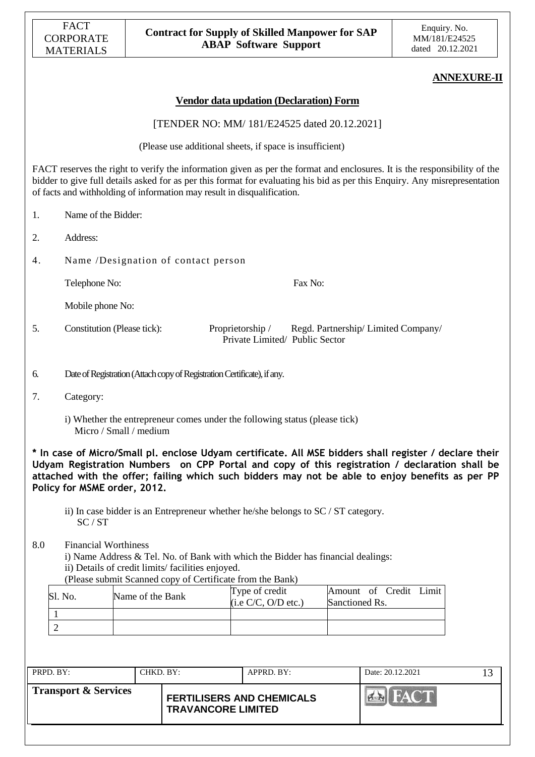**ANNEXURE-II**

## Vendor data updation (Declaration) Form

[TENDER NO: MM/ 181/E24525 dated 20.12.2021]

(Please use additional sheets, if space is insufficient)

FACT reserves the right to verify the information given as per the format and enclosures. It is the responsibility of the bidder to give full details asked for as per this format for evaluating his bid as per this Enquiry. Any misrepresentation of facts and withholding of information may result in disqualification.

1. Name of the Bidder:

2. Address:

4. Name /Designation of contact person

   Telephone No: Fax No:

   Mobile phone No:

5. Constitution (Please tick): Proprietorship / Regd. Partnership/ Limited Company/ Private Limited/ Public Sector

6. Date of Registration (Attach copy of Registration Certificate), if any.

7. Category:

   i) Whether the entrepreneur comes under the following status (please tick)
   Micro / Small / medium

**\* In case of Micro/Small pl. enclose Udyam certificate. All MSE bidders shall register / declare their Udyam Registration Numbers on CPP Portal and copy of this registration / declaration shall be attached with the offer; failing which such bidders may not be able to enjoy benefits as per PP Policy for MSME order, 2012.**

   ii) In case bidder is an Entrepreneur whether he/she belongs to SC / ST category.
   SC / ST

8.0 Financial Worthiness

   i) Name Address & Tel. No. of Bank with which the Bidder has financial dealings:
   ii) Details of credit limits/ facilities enjoyed.
   (Please submit Scanned copy of Certificate from the Bank)

| Sl. No. | Name of the Bank | Type of credit (i.e C/C, O/D etc.) | Amount of Credit Limit Sanctioned Rs. |
|---|---|---|---|
| 1 | | | |
| 2 | | | |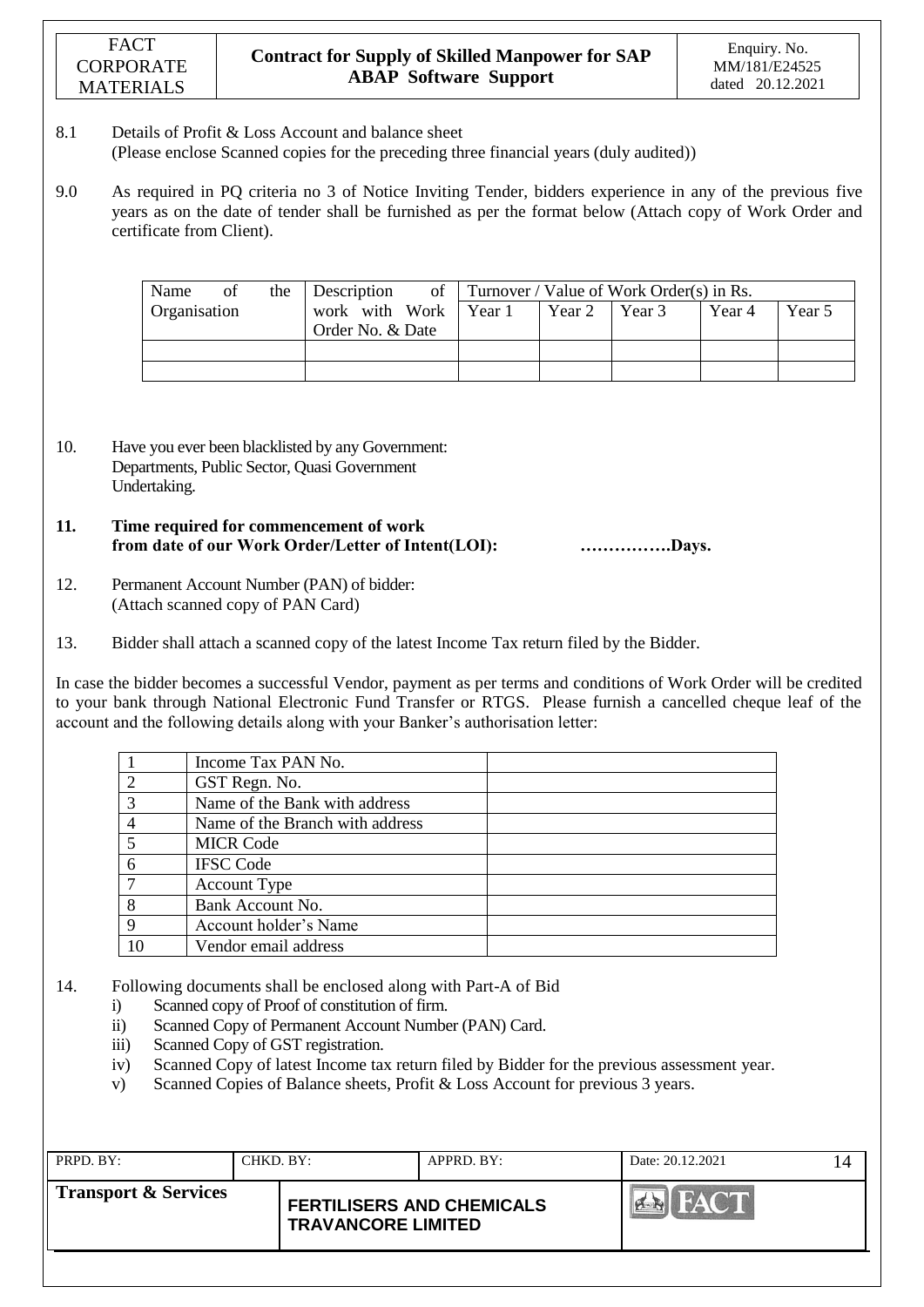8.1 Details of Profit & Loss Account and balance sheet
(Please enclose Scanned copies for the preceding three financial years (duly audited))

9.0 As required in PQ criteria no 3 of Notice Inviting Tender, bidders experience in any of the previous five years as on the date of tender shall be furnished as per the format below (Attach copy of Work Order and certificate from Client).

| Name of the Organisation | Description of work with Work Order No. & Date | Turnover / Value of Work Order(s) in Rs. | | | | |
|---|---|---|---|---|---|---|
| | | Year 1 | Year 2 | Year 3 | Year 4 | Year 5 |
| | | | | | | |
| | | | | | | |

10. Have you ever been blacklisted by any Government: Departments, Public Sector, Quasi Government Undertaking.

**11. Time required for commencement of work from date of our Work Order/Letter of Intent(LOI): …………….Days.**

12. Permanent Account Number (PAN) of bidder:
(Attach scanned copy of PAN Card)

13. Bidder shall attach a scanned copy of the latest Income Tax return filed by the Bidder.

In case the bidder becomes a successful Vendor, payment as per terms and conditions of Work Order will be credited to your bank through National Electronic Fund Transfer or RTGS. Please furnish a cancelled cheque leaf of the account and the following details along with your Banker's authorisation letter:

| | | |
|---|---|---|
| 1 | Income Tax PAN No. | |
| 2 | GST Regn. No. | |
| 3 | Name of the Bank with address | |
| 4 | Name of the Branch with address | |
| 5 | MICR Code | |
| 6 | IFSC Code | |
| 7 | Account Type | |
| 8 | Bank Account No. | |
| 9 | Account holder's Name | |
| 10 | Vendor email address | |

14. Following documents shall be enclosed along with Part-A of Bid
   i) Scanned copy of Proof of constitution of firm.
   ii) Scanned Copy of Permanent Account Number (PAN) Card.
   iii) Scanned Copy of GST registration.
   iv) Scanned Copy of latest Income tax return filed by Bidder for the previous assessment year.
   v) Scanned Copies of Balance sheets, Profit & Loss Account for previous 3 years.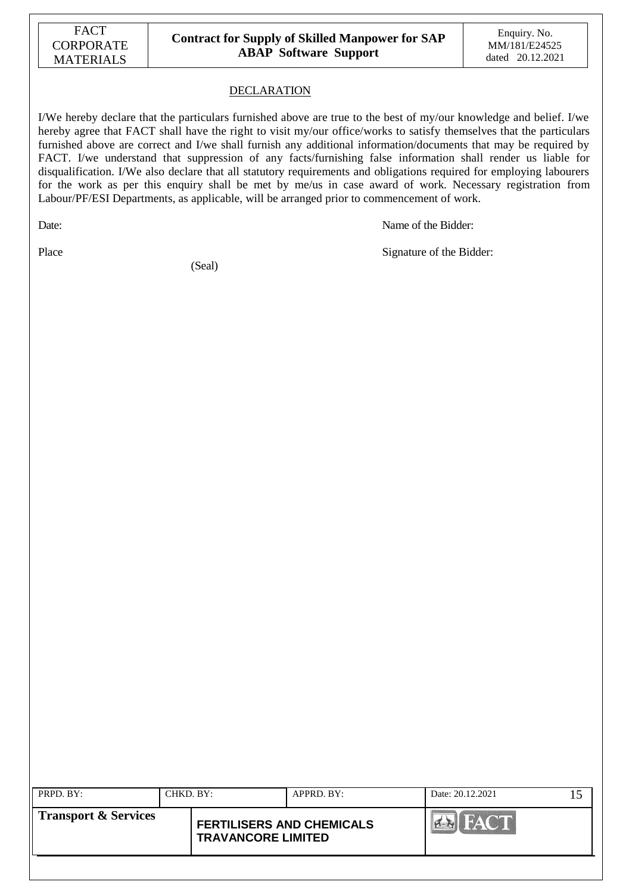## DECLARATION

I/We hereby declare that the particulars furnished above are true to the best of my/our knowledge and belief. I/we hereby agree that FACT shall have the right to visit my/our office/works to satisfy themselves that the particulars furnished above are correct and I/we shall furnish any additional information/documents that may be required by FACT. I/we understand that suppression of any facts/furnishing false information shall render us liable for disqualification. I/We also declare that all statutory requirements and obligations required for employing labourers for the work as per this enquiry shall be met by me/us in case award of work. Necessary registration from Labour/PF/ESI Departments, as applicable, will be arranged prior to commencement of work.

Date: Name of the Bidder:

Place Signature of the Bidder:

(Seal)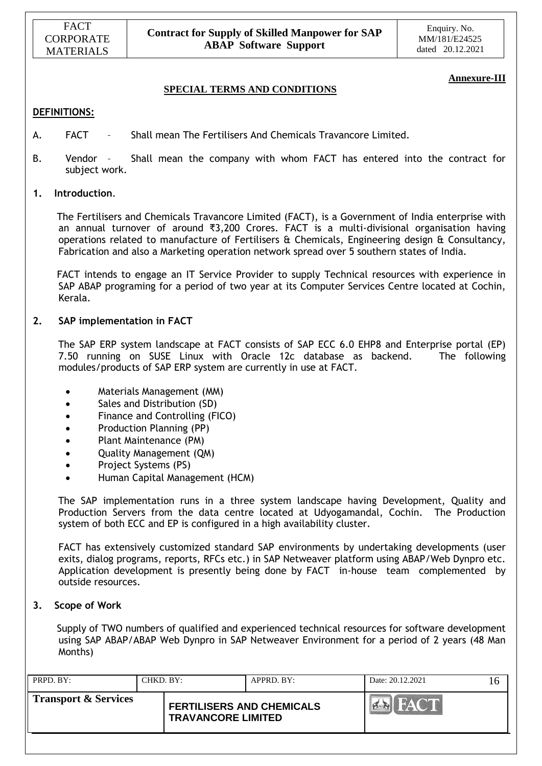**Annexure-III**

## SPECIAL TERMS AND CONDITIONS

**DEFINITIONS:**

A. FACT – Shall mean The Fertilisers And Chemicals Travancore Limited.

B. Vendor – Shall mean the company with whom FACT has entered into the contract for subject work.

### 1. Introduction.

The Fertilisers and Chemicals Travancore Limited (FACT), is a Government of India enterprise with an annual turnover of around ₹3,200 Crores. FACT is a multi-divisional organisation having operations related to manufacture of Fertilisers & Chemicals, Engineering design & Consultancy, Fabrication and also a Marketing operation network spread over 5 southern states of India.

FACT intends to engage an IT Service Provider to supply Technical resources with experience in SAP ABAP programing for a period of two year at its Computer Services Centre located at Cochin, Kerala.

### 2. SAP implementation in FACT

The SAP ERP system landscape at FACT consists of SAP ECC 6.0 EHP8 and Enterprise portal (EP) 7.50 running on SUSE Linux with Oracle 12c database as backend. The following modules/products of SAP ERP system are currently in use at FACT.

- Materials Management (MM)
- Sales and Distribution (SD)
- Finance and Controlling (FICO)
- Production Planning (PP)
- Plant Maintenance (PM)
- Quality Management (QM)
- Project Systems (PS)
- Human Capital Management (HCM)

The SAP implementation runs in a three system landscape having Development, Quality and Production Servers from the data centre located at Udyogamandal, Cochin. The Production system of both ECC and EP is configured in a high availability cluster.

FACT has extensively customized standard SAP environments by undertaking developments (user exits, dialog programs, reports, RFCs etc.) in SAP Netweaver platform using ABAP/Web Dynpro etc. Application development is presently being done by FACT in-house team complemented by outside resources.

### 3. Scope of Work

Supply of TWO numbers of qualified and experienced technical resources for software development using SAP ABAP/ABAP Web Dynpro in SAP Netweaver Environment for a period of 2 years (48 Man Months)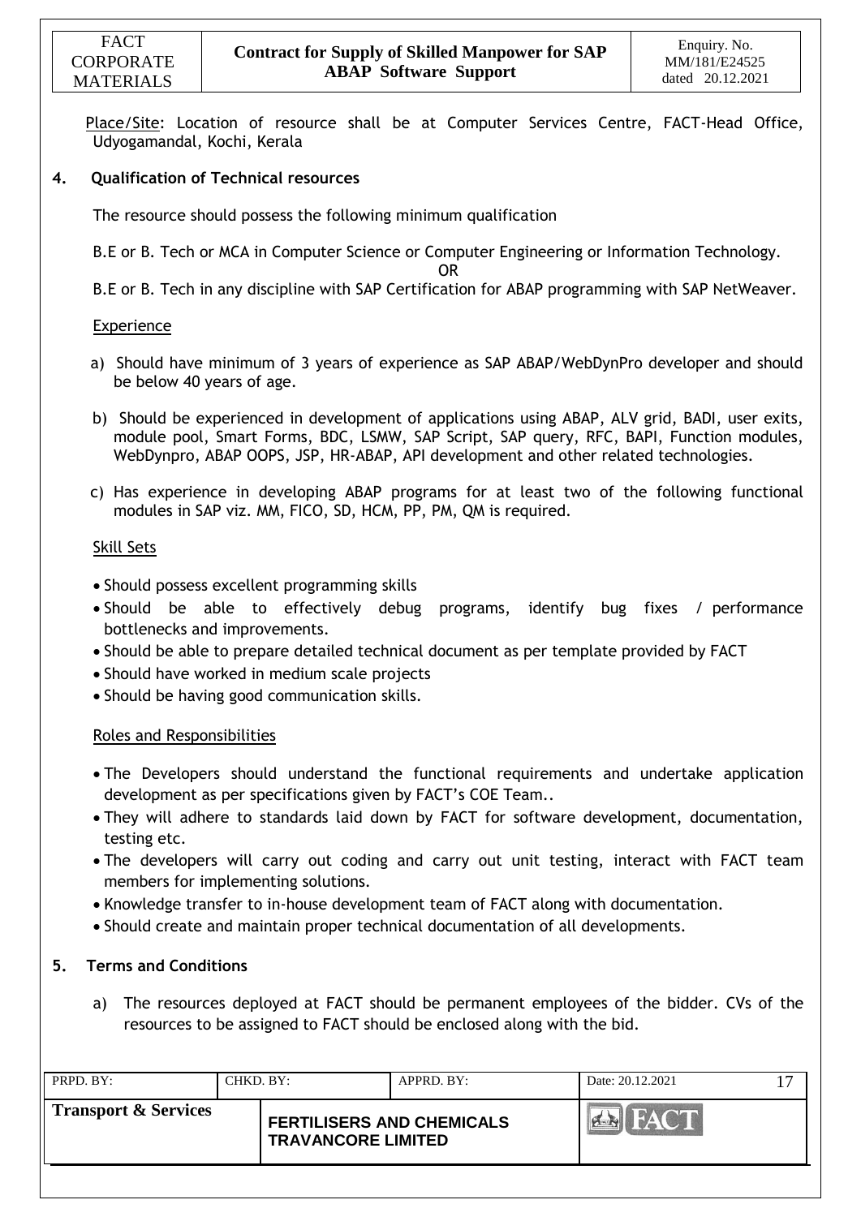Place/Site: Location of resource shall be at Computer Services Centre, FACT-Head Office, Udyogamandal, Kochi, Kerala

## 4. Qualification of Technical resources

The resource should possess the following minimum qualification

B.E or B. Tech or MCA in Computer Science or Computer Engineering or Information Technology.

OR

B.E or B. Tech in any discipline with SAP Certification for ABAP programming with SAP NetWeaver.

### Experience

a) Should have minimum of 3 years of experience as SAP ABAP/WebDynPro developer and should be below 40 years of age.

b) Should be experienced in development of applications using ABAP, ALV grid, BADI, user exits, module pool, Smart Forms, BDC, LSMW, SAP Script, SAP query, RFC, BAPI, Function modules, WebDynpro, ABAP OOPS, JSP, HR-ABAP, API development and other related technologies.

c) Has experience in developing ABAP programs for at least two of the following functional modules in SAP viz. MM, FICO, SD, HCM, PP, PM, QM is required.

### Skill Sets

- Should possess excellent programming skills
- Should be able to effectively debug programs, identify bug fixes / performance bottlenecks and improvements.
- Should be able to prepare detailed technical document as per template provided by FACT
- Should have worked in medium scale projects
- Should be having good communication skills.

### Roles and Responsibilities

- The Developers should understand the functional requirements and undertake application development as per specifications given by FACT's COE Team..
- They will adhere to standards laid down by FACT for software development, documentation, testing etc.
- The developers will carry out coding and carry out unit testing, interact with FACT team members for implementing solutions.
- Knowledge transfer to in-house development team of FACT along with documentation.
- Should create and maintain proper technical documentation of all developments.

## 5. Terms and Conditions

a) The resources deployed at FACT should be permanent employees of the bidder. CVs of the resources to be assigned to FACT should be enclosed along with the bid.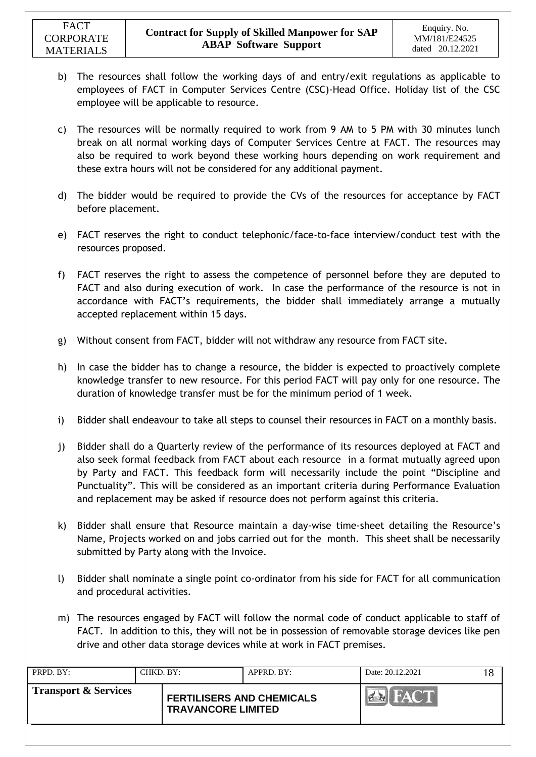b) The resources shall follow the working days of and entry/exit regulations as applicable to employees of FACT in Computer Services Centre (CSC)-Head Office. Holiday list of the CSC employee will be applicable to resource.

c) The resources will be normally required to work from 9 AM to 5 PM with 30 minutes lunch break on all normal working days of Computer Services Centre at FACT. The resources may also be required to work beyond these working hours depending on work requirement and these extra hours will not be considered for any additional payment.

d) The bidder would be required to provide the CVs of the resources for acceptance by FACT before placement.

e) FACT reserves the right to conduct telephonic/face-to-face interview/conduct test with the resources proposed.

f) FACT reserves the right to assess the competence of personnel before they are deputed to FACT and also during execution of work. In case the performance of the resource is not in accordance with FACT's requirements, the bidder shall immediately arrange a mutually accepted replacement within 15 days.

g) Without consent from FACT, bidder will not withdraw any resource from FACT site.

h) In case the bidder has to change a resource, the bidder is expected to proactively complete knowledge transfer to new resource. For this period FACT will pay only for one resource. The duration of knowledge transfer must be for the minimum period of 1 week.

i) Bidder shall endeavour to take all steps to counsel their resources in FACT on a monthly basis.

j) Bidder shall do a Quarterly review of the performance of its resources deployed at FACT and also seek formal feedback from FACT about each resource in a format mutually agreed upon by Party and FACT. This feedback form will necessarily include the point "Discipline and Punctuality". This will be considered as an important criteria during Performance Evaluation and replacement may be asked if resource does not perform against this criteria.

k) Bidder shall ensure that Resource maintain a day-wise time-sheet detailing the Resource's Name, Projects worked on and jobs carried out for the month. This sheet shall be necessarily submitted by Party along with the Invoice.

l) Bidder shall nominate a single point co-ordinator from his side for FACT for all communication and procedural activities.

m) The resources engaged by FACT will follow the normal code of conduct applicable to staff of FACT. In addition to this, they will not be in possession of removable storage devices like pen drive and other data storage devices while at work in FACT premises.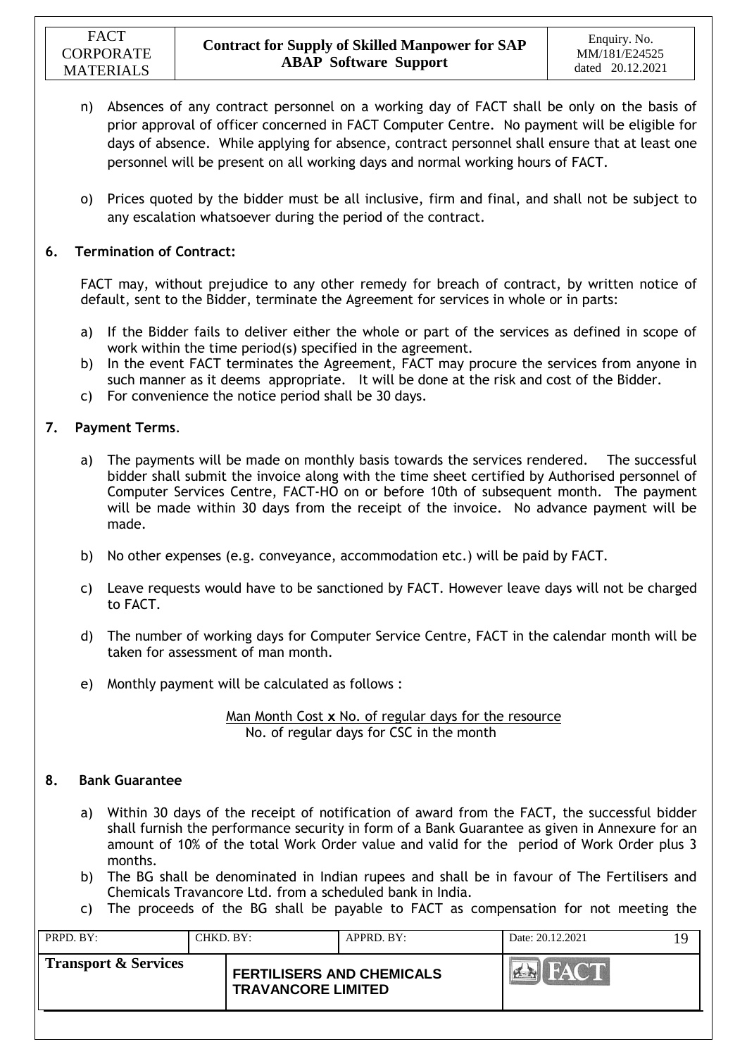n) Absences of any contract personnel on a working day of FACT shall be only on the basis of prior approval of officer concerned in FACT Computer Centre. No payment will be eligible for days of absence. While applying for absence, contract personnel shall ensure that at least one personnel will be present on all working days and normal working hours of FACT.

o) Prices quoted by the bidder must be all inclusive, firm and final, and shall not be subject to any escalation whatsoever during the period of the contract.

## 6. Termination of Contract:

FACT may, without prejudice to any other remedy for breach of contract, by written notice of default, sent to the Bidder, terminate the Agreement for services in whole or in parts:

a) If the Bidder fails to deliver either the whole or part of the services as defined in scope of work within the time period(s) specified in the agreement.
b) In the event FACT terminates the Agreement, FACT may procure the services from anyone in such manner as it deems appropriate. It will be done at the risk and cost of the Bidder.
c) For convenience the notice period shall be 30 days.

## 7. Payment Terms.

a) The payments will be made on monthly basis towards the services rendered. The successful bidder shall submit the invoice along with the time sheet certified by Authorised personnel of Computer Services Centre, FACT-HO on or before 10th of subsequent month. The payment will be made within 30 days from the receipt of the invoice. No advance payment will be made.

b) No other expenses (e.g. conveyance, accommodation etc.) will be paid by FACT.

c) Leave requests would have to be sanctioned by FACT. However leave days will not be charged to FACT.

d) The number of working days for Computer Service Centre, FACT in the calendar month will be taken for assessment of man month.

e) Monthly payment will be calculated as follows :

$$\frac{\text{Man Month Cost} \times \text{No. of regular days for the resource}}{\text{No. of regular days for CSC in the month}}$$

## 8. Bank Guarantee

a) Within 30 days of the receipt of notification of award from the FACT, the successful bidder shall furnish the performance security in form of a Bank Guarantee as given in Annexure for an amount of 10% of the total Work Order value and valid for the period of Work Order plus 3 months.
b) The BG shall be denominated in Indian rupees and shall be in favour of The Fertilisers and Chemicals Travancore Ltd. from a scheduled bank in India.
c) The proceeds of the BG shall be payable to FACT as compensation for not meeting the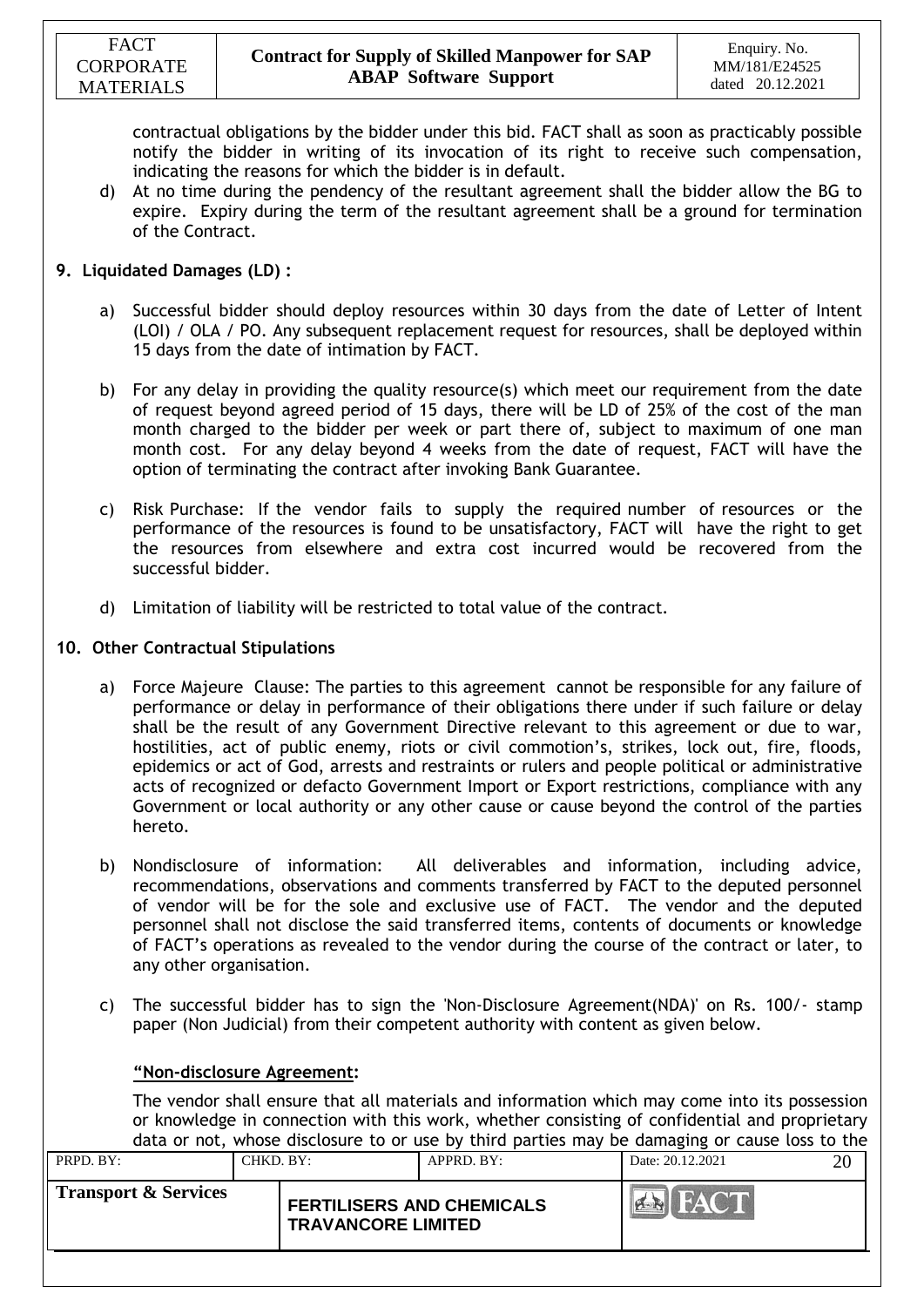contractual obligations by the bidder under this bid. FACT shall as soon as practicably possible notify the bidder in writing of its invocation of its right to receive such compensation, indicating the reasons for which the bidder is in default.

d) At no time during the pendency of the resultant agreement shall the bidder allow the BG to expire. Expiry during the term of the resultant agreement shall be a ground for termination of the Contract.

## 9. Liquidated Damages (LD) :

a) Successful bidder should deploy resources within 30 days from the date of Letter of Intent (LOI) / OLA / PO. Any subsequent replacement request for resources, shall be deployed within 15 days from the date of intimation by FACT.

b) For any delay in providing the quality resource(s) which meet our requirement from the date of request beyond agreed period of 15 days, there will be LD of 25% of the cost of the man month charged to the bidder per week or part there of, subject to maximum of one man month cost. For any delay beyond 4 weeks from the date of request, FACT will have the option of terminating the contract after invoking Bank Guarantee.

c) Risk Purchase: If the vendor fails to supply the required number of resources or the performance of the resources is found to be unsatisfactory, FACT will have the right to get the resources from elsewhere and extra cost incurred would be recovered from the successful bidder.

d) Limitation of liability will be restricted to total value of the contract.

## 10. Other Contractual Stipulations

a) Force Majeure Clause: The parties to this agreement cannot be responsible for any failure of performance or delay in performance of their obligations there under if such failure or delay shall be the result of any Government Directive relevant to this agreement or due to war, hostilities, act of public enemy, riots or civil commotion's, strikes, lock out, fire, floods, epidemics or act of God, arrests and restraints or rulers and people political or administrative acts of recognized or defacto Government Import or Export restrictions, compliance with any Government or local authority or any other cause or cause beyond the control of the parties hereto.

b) Nondisclosure of information: All deliverables and information, including advice, recommendations, observations and comments transferred by FACT to the deputed personnel of vendor will be for the sole and exclusive use of FACT. The vendor and the deputed personnel shall not disclose the said transferred items, contents of documents or knowledge of FACT's operations as revealed to the vendor during the course of the contract or later, to any other organisation.

c) The successful bidder has to sign the 'Non-Disclosure Agreement(NDA)' on Rs. 100/- stamp paper (Non Judicial) from their competent authority with content as given below.

**"Non-disclosure Agreement:**

The vendor shall ensure that all materials and information which may come into its possession or knowledge in connection with this work, whether consisting of confidential and proprietary data or not, whose disclosure to or use by third parties may be damaging or cause loss to the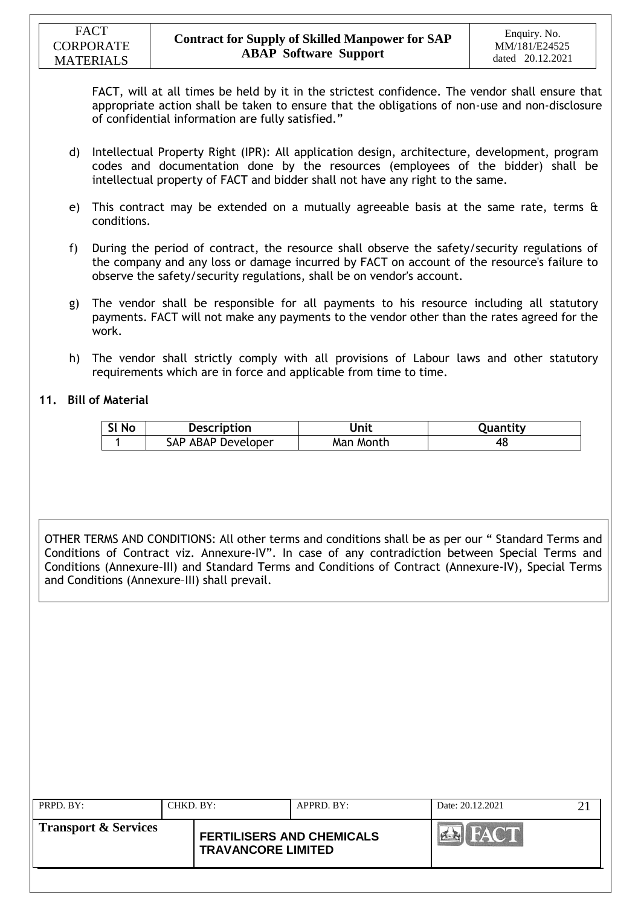FACT, will at all times be held by it in the strictest confidence. The vendor shall ensure that appropriate action shall be taken to ensure that the obligations of non-use and non-disclosure of confidential information are fully satisfied."

d) Intellectual Property Right (IPR): All application design, architecture, development, program codes and documentation done by the resources (employees of the bidder) shall be intellectual property of FACT and bidder shall not have any right to the same.

e) This contract may be extended on a mutually agreeable basis at the same rate, terms & conditions.

f) During the period of contract, the resource shall observe the safety/security regulations of the company and any loss or damage incurred by FACT on account of the resource's failure to observe the safety/security regulations, shall be on vendor's account.

g) The vendor shall be responsible for all payments to his resource including all statutory payments. FACT will not make any payments to the vendor other than the rates agreed for the work.

h) The vendor shall strictly comply with all provisions of Labour laws and other statutory requirements which are in force and applicable from time to time.

## 11. Bill of Material

| Sl No | Description | Unit | Quantity |
|---|---|---|---|
| 1 | SAP ABAP Developer | Man Month | 48 |

OTHER TERMS AND CONDITIONS: All other terms and conditions shall be as per our " Standard Terms and Conditions of Contract viz. Annexure-IV". In case of any contradiction between Special Terms and Conditions (Annexure–III) and Standard Terms and Conditions of Contract (Annexure-IV), Special Terms and Conditions (Annexure–III) shall prevail.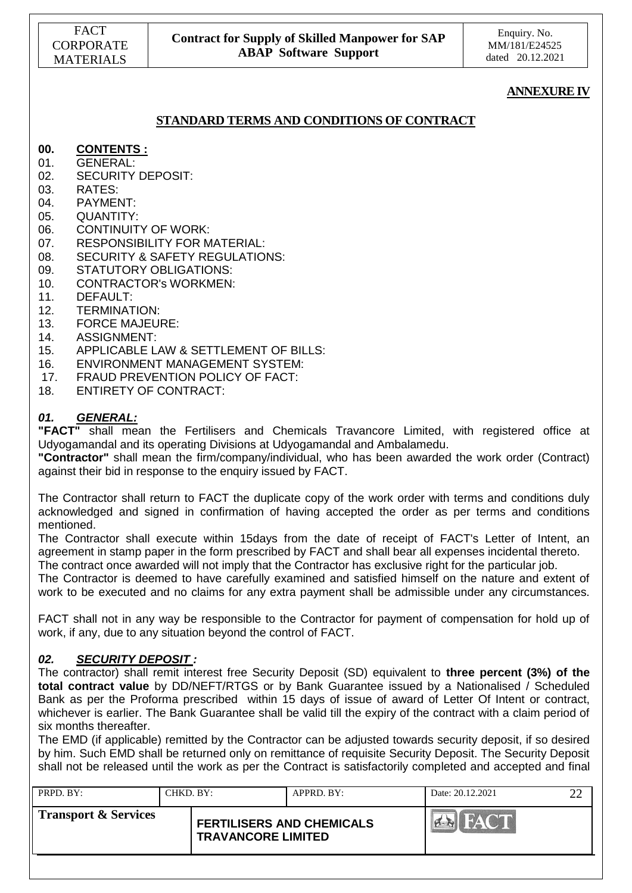**ANNEXURE IV**

## STANDARD TERMS AND CONDITIONS OF CONTRACT

**00. CONTENTS :**

01. GENERAL:
02. SECURITY DEPOSIT:
03. RATES:
04. PAYMENT:
05. QUANTITY:
06. CONTINUITY OF WORK:
07. RESPONSIBILITY FOR MATERIAL:
08. SECURITY & SAFETY REGULATIONS:
09. STATUTORY OBLIGATIONS:
10. CONTRACTOR's WORKMEN:
11. DEFAULT:
12. TERMINATION:
13. FORCE MAJEURE:
14. ASSIGNMENT:
15. APPLICABLE LAW & SETTLEMENT OF BILLS:
16. ENVIRONMENT MANAGEMENT SYSTEM:
17. FRAUD PREVENTION POLICY OF FACT:
18. ENTIRETY OF CONTRACT:

### *01. GENERAL:*

**"FACT"** shall mean the Fertilisers and Chemicals Travancore Limited, with registered office at Udyogamandal and its operating Divisions at Udyogamandal and Ambalamedu.

**"Contractor"** shall mean the firm/company/individual, who has been awarded the work order (Contract) against their bid in response to the enquiry issued by FACT.

The Contractor shall return to FACT the duplicate copy of the work order with terms and conditions duly acknowledged and signed in confirmation of having accepted the order as per terms and conditions mentioned.

The Contractor shall execute within 15days from the date of receipt of FACT's Letter of Intent, an agreement in stamp paper in the form prescribed by FACT and shall bear all expenses incidental thereto.

The contract once awarded will not imply that the Contractor has exclusive right for the particular job.

The Contractor is deemed to have carefully examined and satisfied himself on the nature and extent of work to be executed and no claims for any extra payment shall be admissible under any circumstances.

FACT shall not in any way be responsible to the Contractor for payment of compensation for hold up of work, if any, due to any situation beyond the control of FACT.

### *02. SECURITY DEPOSIT :*

The contractor) shall remit interest free Security Deposit (SD) equivalent to **three percent (3%) of the total contract value** by DD/NEFT/RTGS or by Bank Guarantee issued by a Nationalised / Scheduled Bank as per the Proforma prescribed within 15 days of issue of award of Letter Of Intent or contract, whichever is earlier. The Bank Guarantee shall be valid till the expiry of the contract with a claim period of six months thereafter.

The EMD (if applicable) remitted by the Contractor can be adjusted towards security deposit, if so desired by him. Such EMD shall be returned only on remittance of requisite Security Deposit. The Security Deposit shall not be released until the work as per the Contract is satisfactorily completed and accepted and final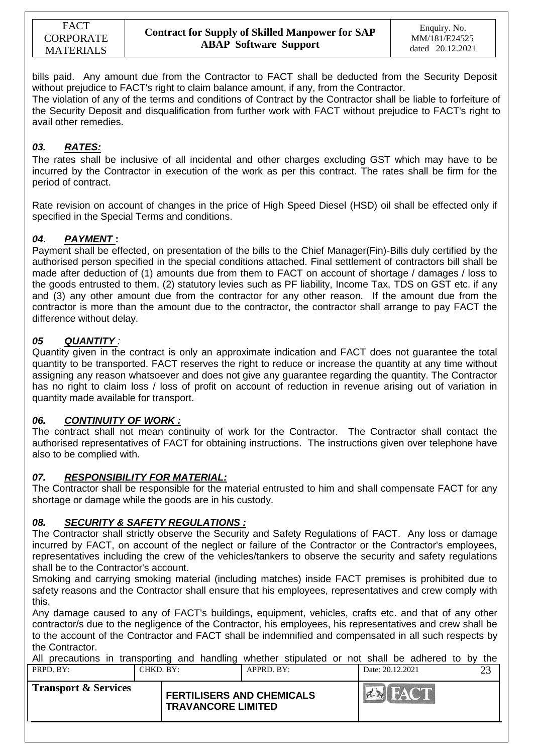bills paid. Any amount due from the Contractor to FACT shall be deducted from the Security Deposit without prejudice to FACT's right to claim balance amount, if any, from the Contractor.

The violation of any of the terms and conditions of Contract by the Contractor shall be liable to forfeiture of the Security Deposit and disqualification from further work with FACT without prejudice to FACT's right to avail other remedies.

### *03. RATES:*

The rates shall be inclusive of all incidental and other charges excluding GST which may have to be incurred by the Contractor in execution of the work as per this contract. The rates shall be firm for the period of contract.

Rate revision on account of changes in the price of High Speed Diesel (HSD) oil shall be effected only if specified in the Special Terms and conditions.

### *04. PAYMENT :*

Payment shall be effected, on presentation of the bills to the Chief Manager(Fin)-Bills duly certified by the authorised person specified in the special conditions attached. Final settlement of contractors bill shall be made after deduction of (1) amounts due from them to FACT on account of shortage / damages / loss to the goods entrusted to them, (2) statutory levies such as PF liability, Income Tax, TDS on GST etc. if any and (3) any other amount due from the contractor for any other reason. If the amount due from the contractor is more than the amount due to the contractor, the contractor shall arrange to pay FACT the difference without delay.

### *05 QUANTITY :*

Quantity given in the contract is only an approximate indication and FACT does not guarantee the total quantity to be transported. FACT reserves the right to reduce or increase the quantity at any time without assigning any reason whatsoever and does not give any guarantee regarding the quantity. The Contractor has no right to claim loss / loss of profit on account of reduction in revenue arising out of variation in quantity made available for transport.

### *06. CONTINUITY OF WORK :*

The contract shall not mean continuity of work for the Contractor. The Contractor shall contact the authorised representatives of FACT for obtaining instructions. The instructions given over telephone have also to be complied with.

### *07. RESPONSIBILITY FOR MATERIAL:*

The Contractor shall be responsible for the material entrusted to him and shall compensate FACT for any shortage or damage while the goods are in his custody.

### *08. SECURITY & SAFETY REGULATIONS :*

The Contractor shall strictly observe the Security and Safety Regulations of FACT. Any loss or damage incurred by FACT, on account of the neglect or failure of the Contractor or the Contractor's employees, representatives including the crew of the vehicles/tankers to observe the security and safety regulations shall be to the Contractor's account.

Smoking and carrying smoking material (including matches) inside FACT premises is prohibited due to safety reasons and the Contractor shall ensure that his employees, representatives and crew comply with this.

Any damage caused to any of FACT's buildings, equipment, vehicles, crafts etc. and that of any other contractor/s due to the negligence of the Contractor, his employees, his representatives and crew shall be to the account of the Contractor and FACT shall be indemnified and compensated in all such respects by the Contractor.

All precautions in transporting and handling whether stipulated or not shall be adhered to by the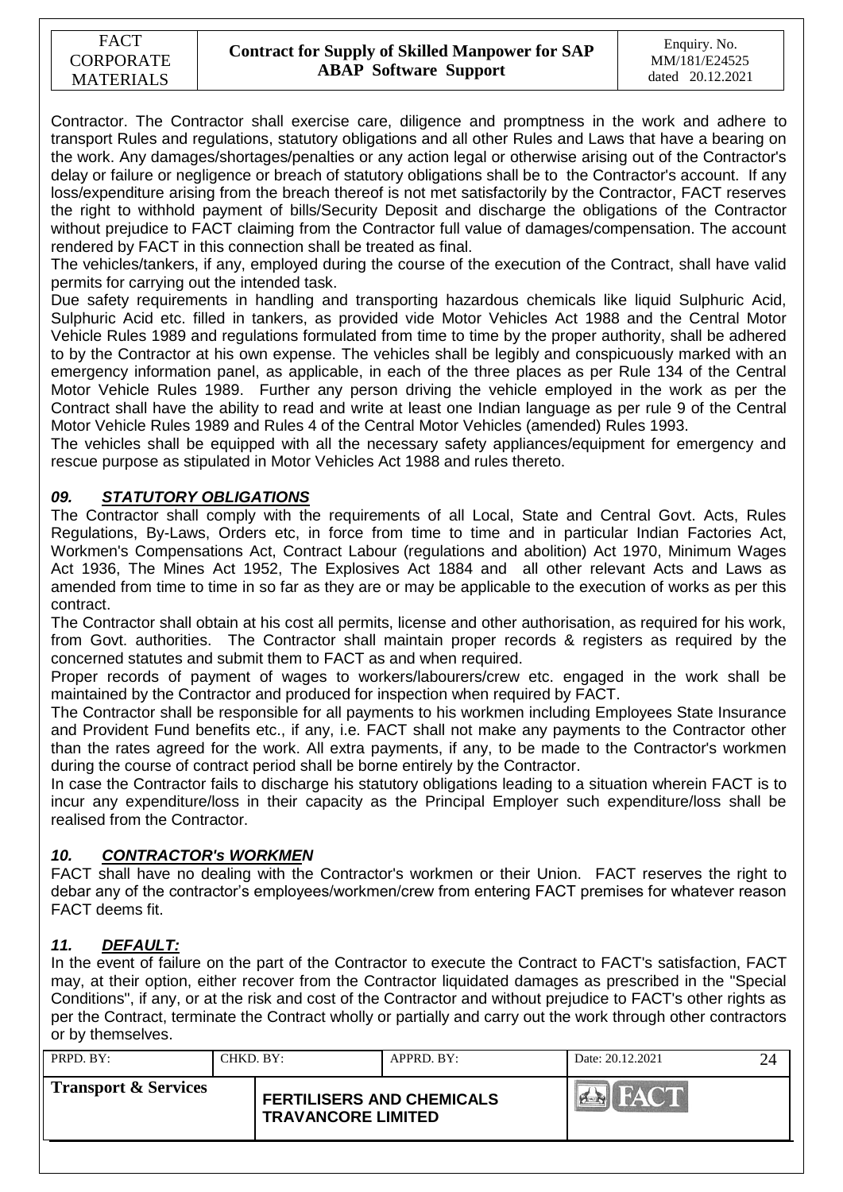Contractor. The Contractor shall exercise care, diligence and promptness in the work and adhere to transport Rules and regulations, statutory obligations and all other Rules and Laws that have a bearing on the work. Any damages/shortages/penalties or any action legal or otherwise arising out of the Contractor's delay or failure or negligence or breach of statutory obligations shall be to the Contractor's account. If any loss/expenditure arising from the breach thereof is not met satisfactorily by the Contractor, FACT reserves the right to withhold payment of bills/Security Deposit and discharge the obligations of the Contractor without prejudice to FACT claiming from the Contractor full value of damages/compensation. The account rendered by FACT in this connection shall be treated as final.

The vehicles/tankers, if any, employed during the course of the execution of the Contract, shall have valid permits for carrying out the intended task.

Due safety requirements in handling and transporting hazardous chemicals like liquid Sulphuric Acid, Sulphuric Acid etc. filled in tankers, as provided vide Motor Vehicles Act 1988 and the Central Motor Vehicle Rules 1989 and regulations formulated from time to time by the proper authority, shall be adhered to by the Contractor at his own expense. The vehicles shall be legibly and conspicuously marked with an emergency information panel, as applicable, in each of the three places as per Rule 134 of the Central Motor Vehicle Rules 1989. Further any person driving the vehicle employed in the work as per the Contract shall have the ability to read and write at least one Indian language as per rule 9 of the Central Motor Vehicle Rules 1989 and Rules 4 of the Central Motor Vehicles (amended) Rules 1993.

The vehicles shall be equipped with all the necessary safety appliances/equipment for emergency and rescue purpose as stipulated in Motor Vehicles Act 1988 and rules thereto.

### ***09. STATUTORY OBLIGATIONS***

The Contractor shall comply with the requirements of all Local, State and Central Govt. Acts, Rules Regulations, By-Laws, Orders etc, in force from time to time and in particular Indian Factories Act, Workmen's Compensations Act, Contract Labour (regulations and abolition) Act 1970, Minimum Wages Act 1936, The Mines Act 1952, The Explosives Act 1884 and all other relevant Acts and Laws as amended from time to time in so far as they are or may be applicable to the execution of works as per this contract.

The Contractor shall obtain at his cost all permits, license and other authorisation, as required for his work, from Govt. authorities. The Contractor shall maintain proper records & registers as required by the concerned statutes and submit them to FACT as and when required.

Proper records of payment of wages to workers/labourers/crew etc. engaged in the work shall be maintained by the Contractor and produced for inspection when required by FACT.

The Contractor shall be responsible for all payments to his workmen including Employees State Insurance and Provident Fund benefits etc., if any, i.e. FACT shall not make any payments to the Contractor other than the rates agreed for the work. All extra payments, if any, to be made to the Contractor's workmen during the course of contract period shall be borne entirely by the Contractor.

In case the Contractor fails to discharge his statutory obligations leading to a situation wherein FACT is to incur any expenditure/loss in their capacity as the Principal Employer such expenditure/loss shall be realised from the Contractor.

### ***10. CONTRACTOR's WORKMEN***

FACT shall have no dealing with the Contractor's workmen or their Union. FACT reserves the right to debar any of the contractor's employees/workmen/crew from entering FACT premises for whatever reason FACT deems fit.

### ***11. DEFAULT:***

In the event of failure on the part of the Contractor to execute the Contract to FACT's satisfaction, FACT may, at their option, either recover from the Contractor liquidated damages as prescribed in the "Special Conditions", if any, or at the risk and cost of the Contractor and without prejudice to FACT's other rights as per the Contract, terminate the Contract wholly or partially and carry out the work through other contractors or by themselves.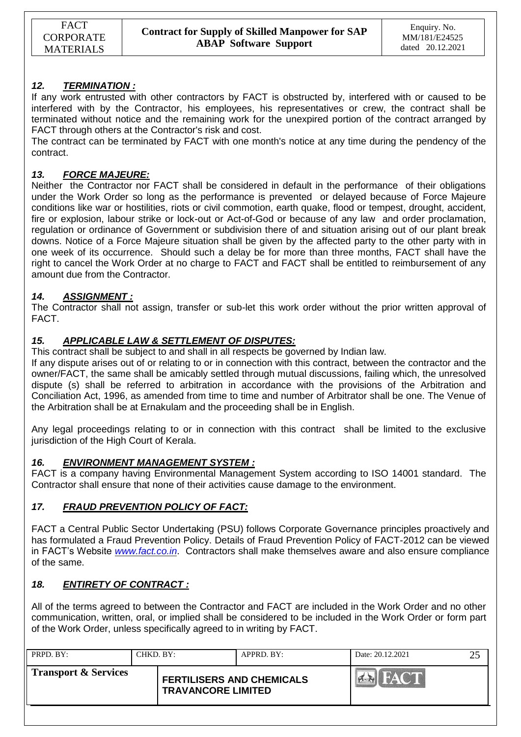## *12. TERMINATION :*

If any work entrusted with other contractors by FACT is obstructed by, interfered with or caused to be interfered with by the Contractor, his employees, his representatives or crew, the contract shall be terminated without notice and the remaining work for the unexpired portion of the contract arranged by FACT through others at the Contractor's risk and cost.

The contract can be terminated by FACT with one month's notice at any time during the pendency of the contract.

## *13. FORCE MAJEURE:*

Neither the Contractor nor FACT shall be considered in default in the performance of their obligations under the Work Order so long as the performance is prevented or delayed because of Force Majeure conditions like war or hostilities, riots or civil commotion, earth quake, flood or tempest, drought, accident, fire or explosion, labour strike or lock-out or Act-of-God or because of any law and order proclamation, regulation or ordinance of Government or subdivision there of and situation arising out of our plant break downs. Notice of a Force Majeure situation shall be given by the affected party to the other party with in one week of its occurrence. Should such a delay be for more than three months, FACT shall have the right to cancel the Work Order at no charge to FACT and FACT shall be entitled to reimbursement of any amount due from the Contractor.

## *14. ASSIGNMENT :*

The Contractor shall not assign, transfer or sub-let this work order without the prior written approval of FACT.

## *15. APPLICABLE LAW & SETTLEMENT OF DISPUTES:*

This contract shall be subject to and shall in all respects be governed by Indian law.

If any dispute arises out of or relating to or in connection with this contract, between the contractor and the owner/FACT, the same shall be amicably settled through mutual discussions, failing which, the unresolved dispute (s) shall be referred to arbitration in accordance with the provisions of the Arbitration and Conciliation Act, 1996, as amended from time to time and number of Arbitrator shall be one. The Venue of the Arbitration shall be at Ernakulam and the proceeding shall be in English.

Any legal proceedings relating to or in connection with this contract shall be limited to the exclusive jurisdiction of the High Court of Kerala.

## *16. ENVIRONMENT MANAGEMENT SYSTEM :*

FACT is a company having Environmental Management System according to ISO 14001 standard. The Contractor shall ensure that none of their activities cause damage to the environment.

## *17. FRAUD PREVENTION POLICY OF FACT:*

FACT a Central Public Sector Undertaking (PSU) follows Corporate Governance principles proactively and has formulated a Fraud Prevention Policy. Details of Fraud Prevention Policy of FACT-2012 can be viewed in FACT's Website *www.fact.co.in*. Contractors shall make themselves aware and also ensure compliance of the same.

## *18. ENTIRETY OF CONTRACT :*

All of the terms agreed to between the Contractor and FACT are included in the Work Order and no other communication, written, oral, or implied shall be considered to be included in the Work Order or form part of the Work Order, unless specifically agreed to in writing by FACT.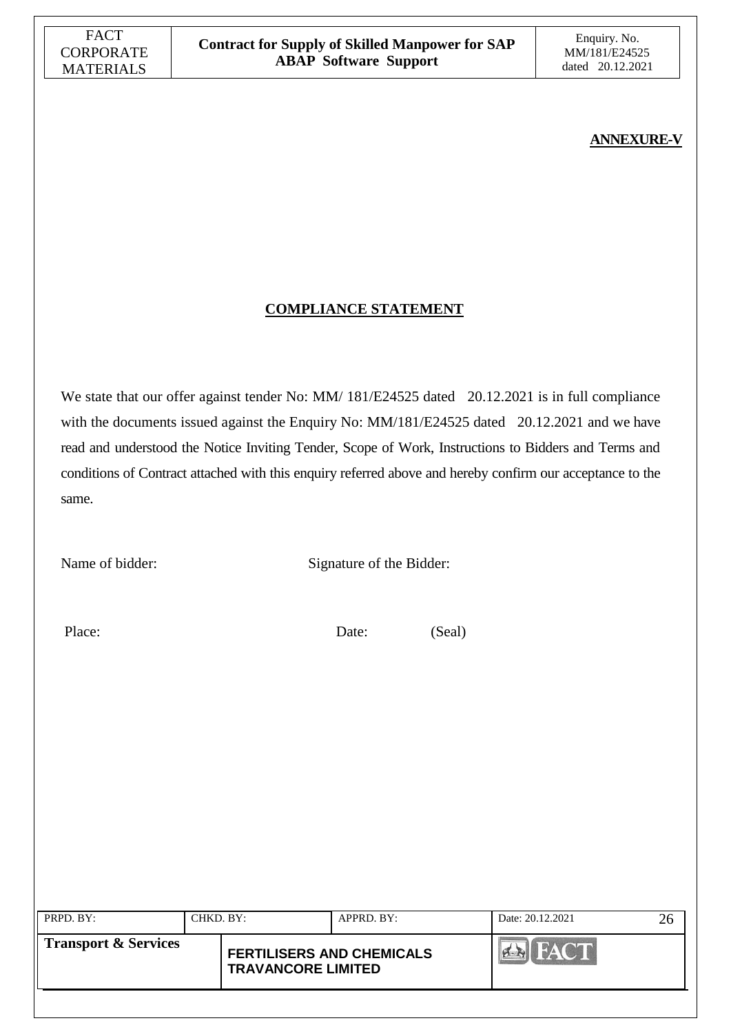**ANNEXURE-V**

## COMPLIANCE STATEMENT

We state that our offer against tender No: MM/ 181/E24525 dated 20.12.2021 is in full compliance with the documents issued against the Enquiry No: MM/181/E24525 dated 20.12.2021 and we have read and understood the Notice Inviting Tender, Scope of Work, Instructions to Bidders and Terms and conditions of Contract attached with this enquiry referred above and hereby confirm our acceptance to the same.

Name of bidder: Signature of the Bidder:

Place: Date: (Seal)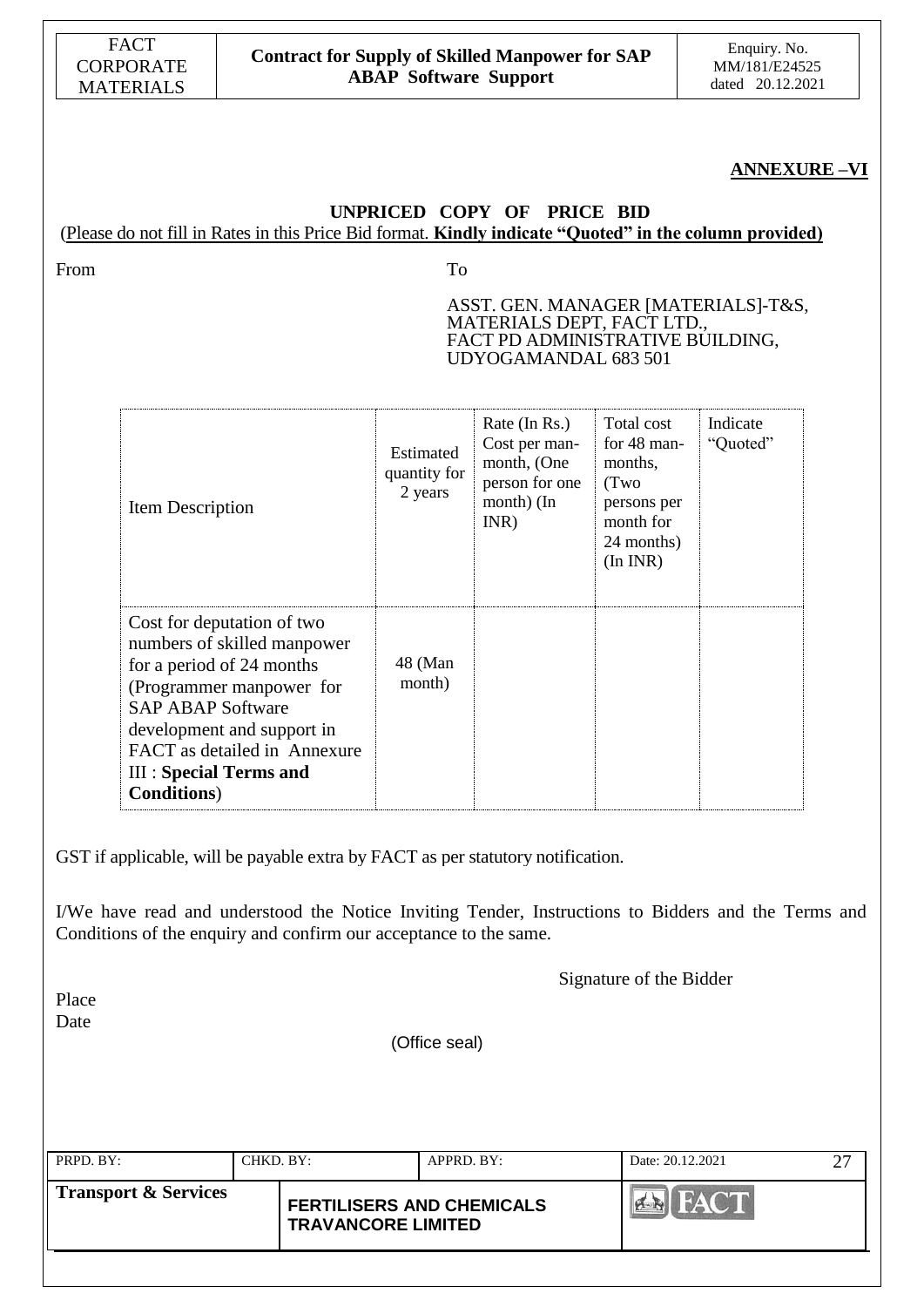## ANNEXURE –VI

### UNPRICED COPY OF PRICE BID

(Please do not fill in Rates in this Price Bid format. **Kindly indicate "Quoted" in the column provided)**

From

To

ASST. GEN. MANAGER [MATERIALS]-T&S,
MATERIALS DEPT, FACT LTD.,
FACT PD ADMINISTRATIVE BUILDING,
UDYOGAMANDAL 683 501

| Item Description | Estimated quantity for 2 years | Rate (In Rs.) Cost per man-month, (One person for one month) (In INR) | Total cost for 48 man-months, (Two persons per month for 24 months) (In INR) | Indicate "Quoted" |
|---|---|---|---|---|
| Cost for deputation of two numbers of skilled manpower for a period of 24 months (Programmer manpower for SAP ABAP Software development and support in FACT as detailed in Annexure III : **Special Terms and Conditions**) | 48 (Man month) | | | |

GST if applicable, will be payable extra by FACT as per statutory notification.

I/We have read and understood the Notice Inviting Tender, Instructions to Bidders and the Terms and Conditions of the enquiry and confirm our acceptance to the same.

Signature of the Bidder

Place

Date

(Office seal)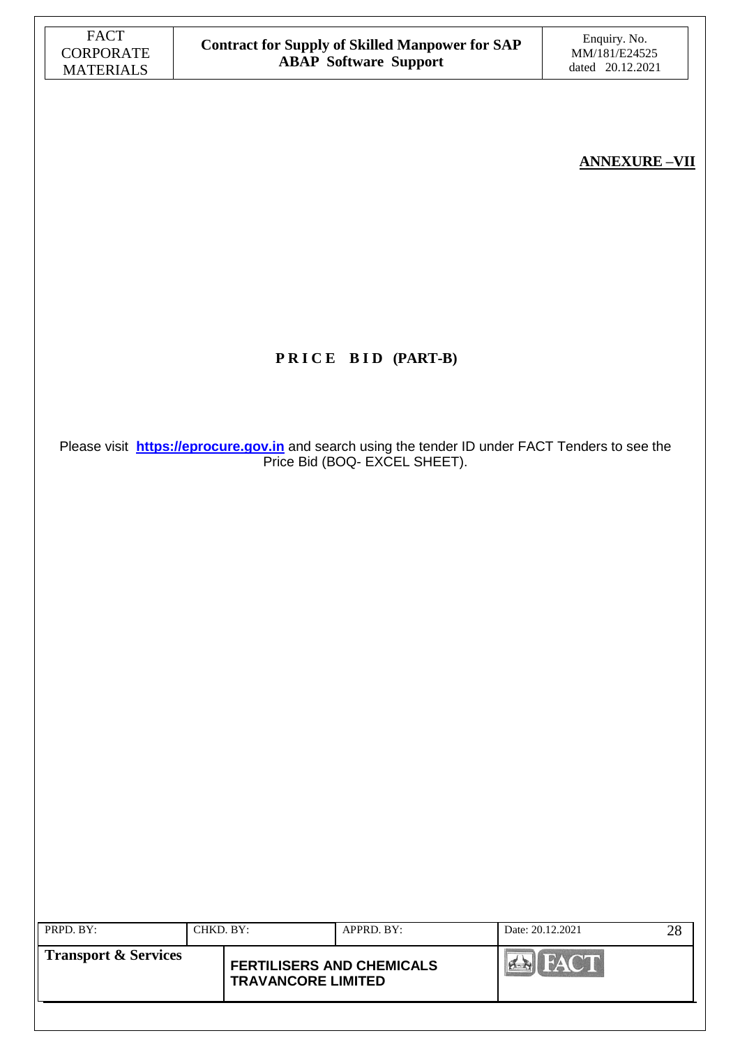**ANNEXURE –VII**

# PRICE BID (PART-B)

Please visit **https://eprocure.gov.in** and search using the tender ID under FACT Tenders to see the Price Bid (BOQ- EXCEL SHEET).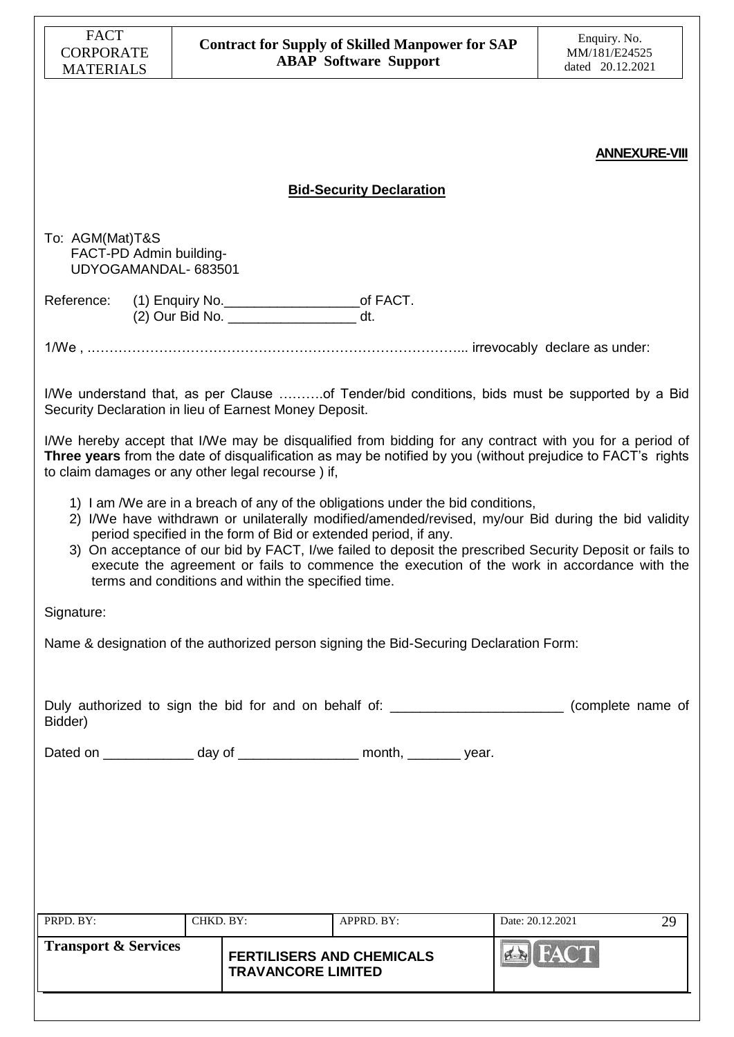**ANNEXURE-VIII**

## Bid-Security Declaration

To: AGM(Mat)T&S
FACT-PD Admin building-
UDYOGAMANDAL- 683501

Reference: (1) Enquiry No.__________________of FACT.
(2) Our Bid No. _________________ dt.

1/We , ………………………………………………………………………... irrevocably declare as under:

I/We understand that, as per Clause ……….of Tender/bid conditions, bids must be supported by a Bid Security Declaration in lieu of Earnest Money Deposit.

I/We hereby accept that I/We may be disqualified from bidding for any contract with you for a period of **Three years** from the date of disqualification as may be notified by you (without prejudice to FACT's rights to claim damages or any other legal recourse ) if,

1) I am /We are in a breach of any of the obligations under the bid conditions,
2) I/We have withdrawn or unilaterally modified/amended/revised, my/our Bid during the bid validity period specified in the form of Bid or extended period, if any.
3) On acceptance of our bid by FACT, I/we failed to deposit the prescribed Security Deposit or fails to execute the agreement or fails to commence the execution of the work in accordance with the terms and conditions and within the specified time.

Signature:

Name & designation of the authorized person signing the Bid-Securing Declaration Form:

Duly authorized to sign the bid for and on behalf of: _______________________ (complete name of Bidder)

Dated on ____________ day of ________________ month, _______ year.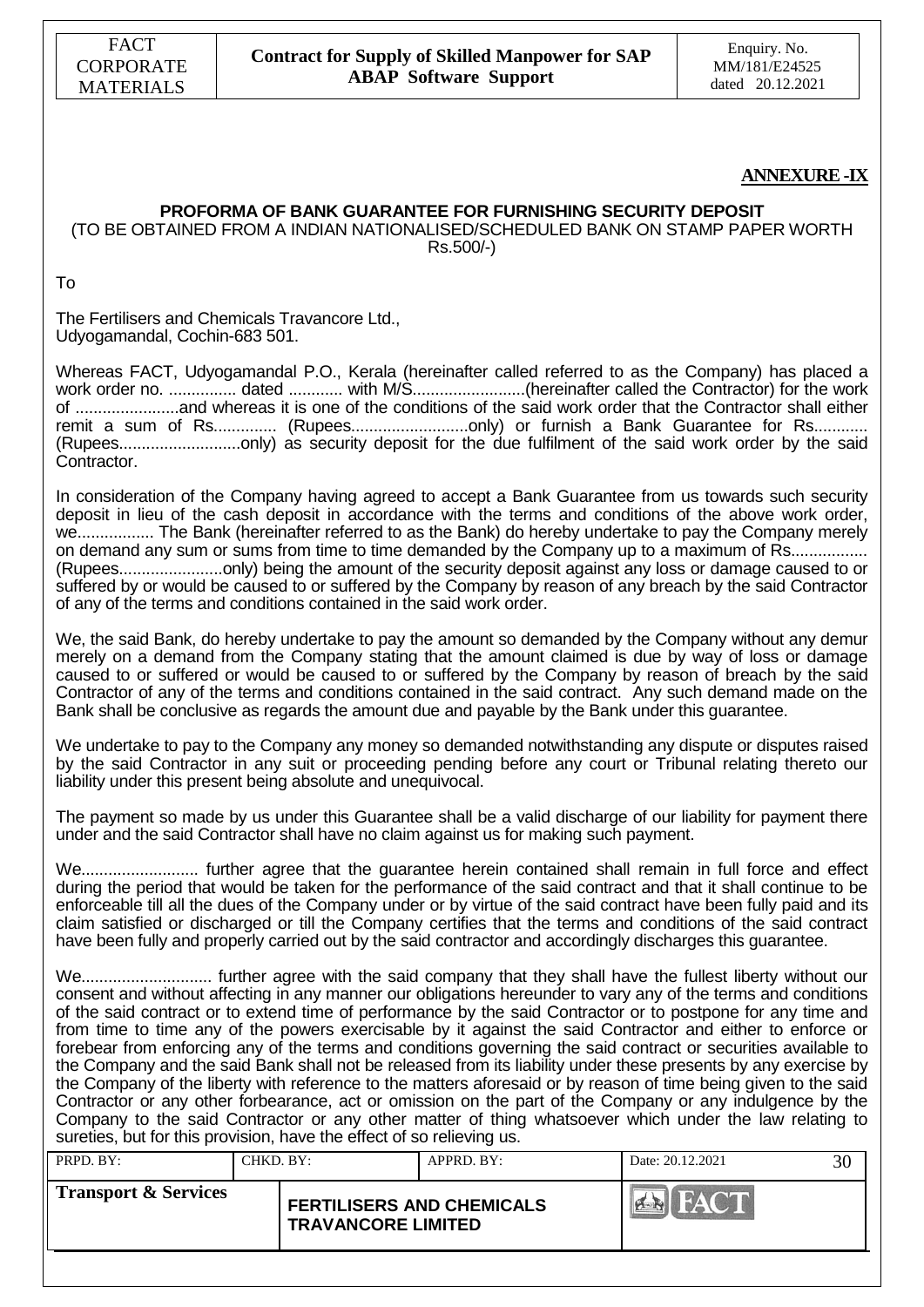**ANNEXURE -IX**

**PROFORMA OF BANK GUARANTEE FOR FURNISHING SECURITY DEPOSIT**
(TO BE OBTAINED FROM A INDIAN NATIONALISED/SCHEDULED BANK ON STAMP PAPER WORTH Rs.500/-)

To

The Fertilisers and Chemicals Travancore Ltd.,
Udyogamandal, Cochin-683 501.

Whereas FACT, Udyogamandal P.O., Kerala (hereinafter called referred to as the Company) has placed a work order no. ............... dated ............ with M/S.........................(hereinafter called the Contractor) for the work of .......................and whereas it is one of the conditions of the said work order that the Contractor shall either remit a sum of Rs.............. (Rupees..........................only) or furnish a Bank Guarantee for Rs............ (Rupees...........................only) as security deposit for the due fulfilment of the said work order by the said Contractor.

In consideration of the Company having agreed to accept a Bank Guarantee from us towards such security deposit in lieu of the cash deposit in accordance with the terms and conditions of the above work order, we................. The Bank (hereinafter referred to as the Bank) do hereby undertake to pay the Company merely on demand any sum or sums from time to time demanded by the Company up to a maximum of Rs................. (Rupees.......................only) being the amount of the security deposit against any loss or damage caused to or suffered by or would be caused to or suffered by the Company by reason of any breach by the said Contractor of any of the terms and conditions contained in the said work order.

We, the said Bank, do hereby undertake to pay the amount so demanded by the Company without any demur merely on a demand from the Company stating that the amount claimed is due by way of loss or damage caused to or suffered or would be caused to or suffered by the Company by reason of breach by the said Contractor of any of the terms and conditions contained in the said contract. Any such demand made on the Bank shall be conclusive as regards the amount due and payable by the Bank under this guarantee.

We undertake to pay to the Company any money so demanded notwithstanding any dispute or disputes raised by the said Contractor in any suit or proceeding pending before any court or Tribunal relating thereto our liability under this present being absolute and unequivocal.

The payment so made by us under this Guarantee shall be a valid discharge of our liability for payment there under and the said Contractor shall have no claim against us for making such payment.

We.......................... further agree that the guarantee herein contained shall remain in full force and effect during the period that would be taken for the performance of the said contract and that it shall continue to be enforceable till all the dues of the Company under or by virtue of the said contract have been fully paid and its claim satisfied or discharged or till the Company certifies that the terms and conditions of the said contract have been fully and properly carried out by the said contractor and accordingly discharges this guarantee.

We............................ further agree with the said company that they shall have the fullest liberty without our consent and without affecting in any manner our obligations hereunder to vary any of the terms and conditions of the said contract or to extend time of performance by the said Contractor or to postpone for any time and from time to time any of the powers exercisable by it against the said Contractor and either to enforce or forebear from enforcing any of the terms and conditions governing the said contract or securities available to the Company and the said Bank shall not be released from its liability under these presents by any exercise by the Company of the liberty with reference to the matters aforesaid or by reason of time being given to the said Contractor or any other forbearance, act or omission on the part of the Company or any indulgence by the Company to the said Contractor or any other matter of thing whatsoever which under the law relating to sureties, but for this provision, have the effect of so relieving us.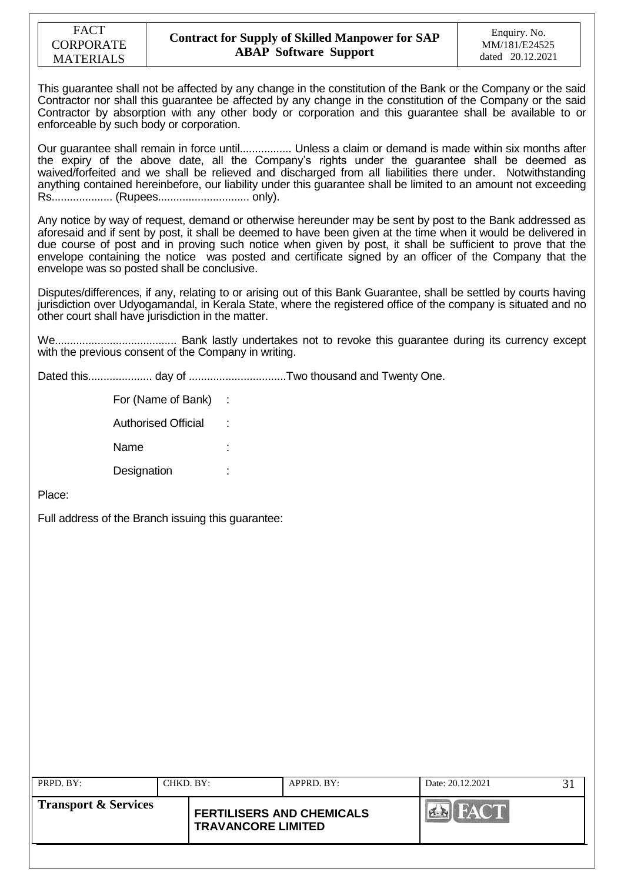This guarantee shall not be affected by any change in the constitution of the Bank or the Company or the said Contractor nor shall this guarantee be affected by any change in the constitution of the Company or the said Contractor by absorption with any other body or corporation and this guarantee shall be available to or enforceable by such body or corporation.

Our guarantee shall remain in force until................. Unless a claim or demand is made within six months after the expiry of the above date, all the Company's rights under the guarantee shall be deemed as waived/forfeited and we shall be relieved and discharged from all liabilities there under. Notwithstanding anything contained hereinbefore, our liability under this guarantee shall be limited to an amount not exceeding Rs.................... (Rupees.............................. only).

Any notice by way of request, demand or otherwise hereunder may be sent by post to the Bank addressed as aforesaid and if sent by post, it shall be deemed to have been given at the time when it would be delivered in due course of post and in proving such notice when given by post, it shall be sufficient to prove that the envelope containing the notice was posted and certificate signed by an officer of the Company that the envelope was so posted shall be conclusive.

Disputes/differences, if any, relating to or arising out of this Bank Guarantee, shall be settled by courts having jurisdiction over Udyogamandal, in Kerala State, where the registered office of the company is situated and no other court shall have jurisdiction in the matter.

We........................................ Bank lastly undertakes not to revoke this guarantee during its currency except with the previous consent of the Company in writing.

Dated this..................... day of ................................Two thousand and Twenty One.

For (Name of Bank) :

Authorised Official :

Name :

Designation :

Place:

Full address of the Branch issuing this guarantee: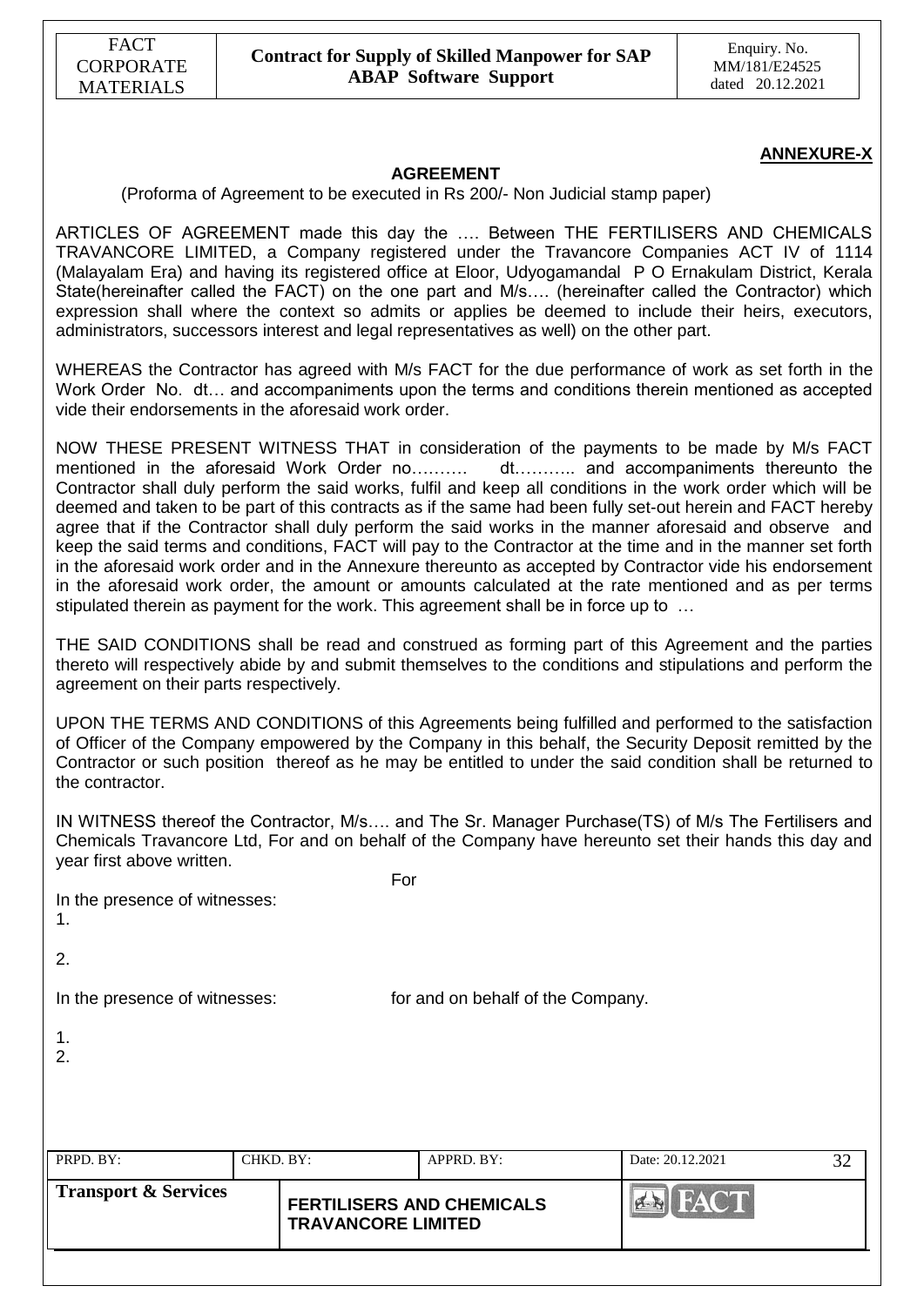**ANNEXURE-X**

**AGREEMENT**

(Proforma of Agreement to be executed in Rs 200/- Non Judicial stamp paper)

ARTICLES OF AGREEMENT made this day the …. Between THE FERTILISERS AND CHEMICALS TRAVANCORE LIMITED, a Company registered under the Travancore Companies ACT IV of 1114 (Malayalam Era) and having its registered office at Eloor, Udyogamandal P O Ernakulam District, Kerala State(hereinafter called the FACT) on the one part and M/s…. (hereinafter called the Contractor) which expression shall where the context so admits or applies be deemed to include their heirs, executors, administrators, successors interest and legal representatives as well) on the other part.

WHEREAS the Contractor has agreed with M/s FACT for the due performance of work as set forth in the Work Order No. dt… and accompaniments upon the terms and conditions therein mentioned as accepted vide their endorsements in the aforesaid work order.

NOW THESE PRESENT WITNESS THAT in consideration of the payments to be made by M/s FACT mentioned in the aforesaid Work Order no………. dt……….. and accompaniments thereunto the Contractor shall duly perform the said works, fulfil and keep all conditions in the work order which will be deemed and taken to be part of this contracts as if the same had been fully set-out herein and FACT hereby agree that if the Contractor shall duly perform the said works in the manner aforesaid and observe and keep the said terms and conditions, FACT will pay to the Contractor at the time and in the manner set forth in the aforesaid work order and in the Annexure thereunto as accepted by Contractor vide his endorsement in the aforesaid work order, the amount or amounts calculated at the rate mentioned and as per terms stipulated therein as payment for the work. This agreement shall be in force up to …

THE SAID CONDITIONS shall be read and construed as forming part of this Agreement and the parties thereto will respectively abide by and submit themselves to the conditions and stipulations and perform the agreement on their parts respectively.

UPON THE TERMS AND CONDITIONS of this Agreements being fulfilled and performed to the satisfaction of Officer of the Company empowered by the Company in this behalf, the Security Deposit remitted by the Contractor or such position thereof as he may be entitled to under the said condition shall be returned to the contractor.

IN WITNESS thereof the Contractor, M/s…. and The Sr. Manager Purchase(TS) of M/s The Fertilisers and Chemicals Travancore Ltd, For and on behalf of the Company have hereunto set their hands this day and year first above written.

For

In the presence of witnesses:

1.

2.

In the presence of witnesses: for and on behalf of the Company.

1.

2.